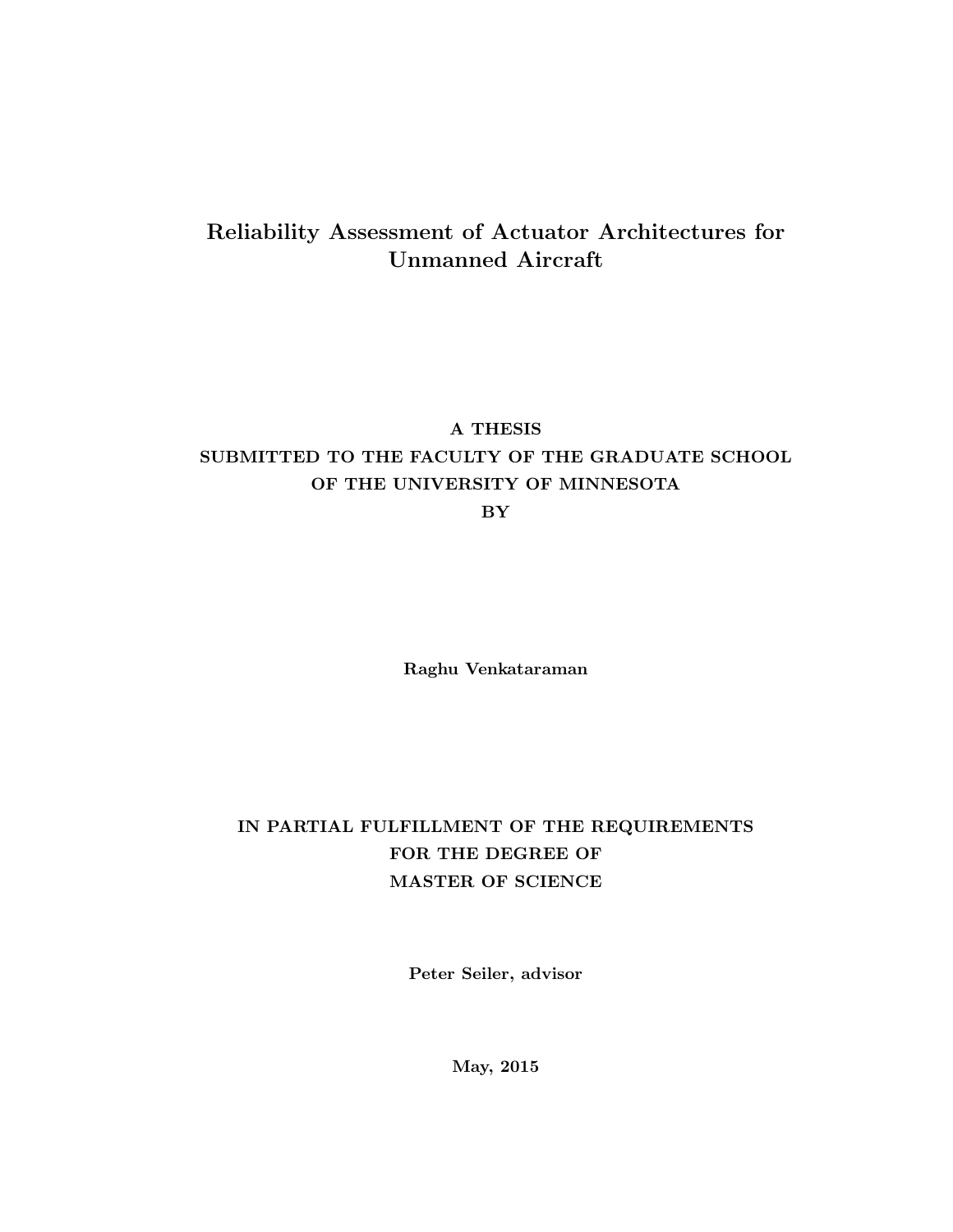# Reliability Assessment of Actuator Architectures for Unmanned Aircraft

**A THESIS**
**SUBMITTED TO THE FACULTY OF THE GRADUATE SCHOOL**
**OF THE UNIVERSITY OF MINNESOTA**
**BY**

**Raghu Venkataraman**

**IN PARTIAL FULFILLMENT OF THE REQUIREMENTS**
**FOR THE DEGREE OF**
**MASTER OF SCIENCE**

**Peter Seiler, advisor**

**May, 2015**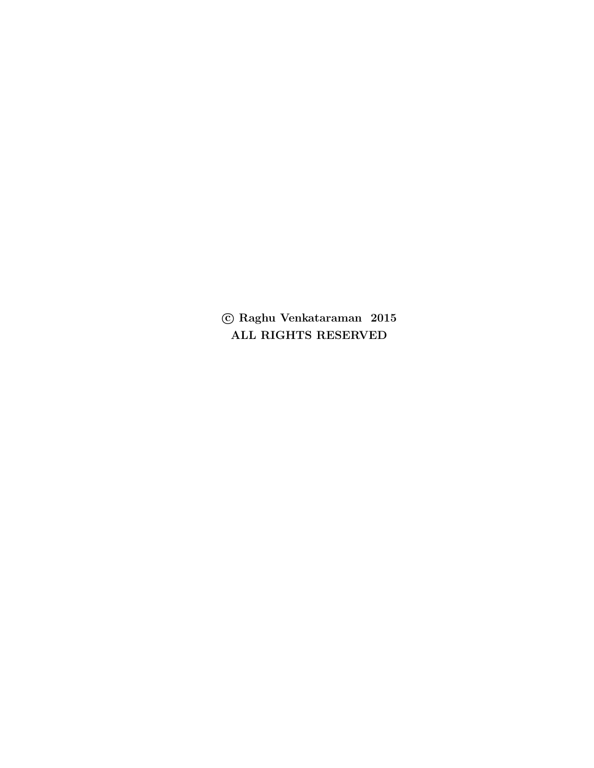**© Raghu Venkataraman 2015**

**ALL RIGHTS RESERVED**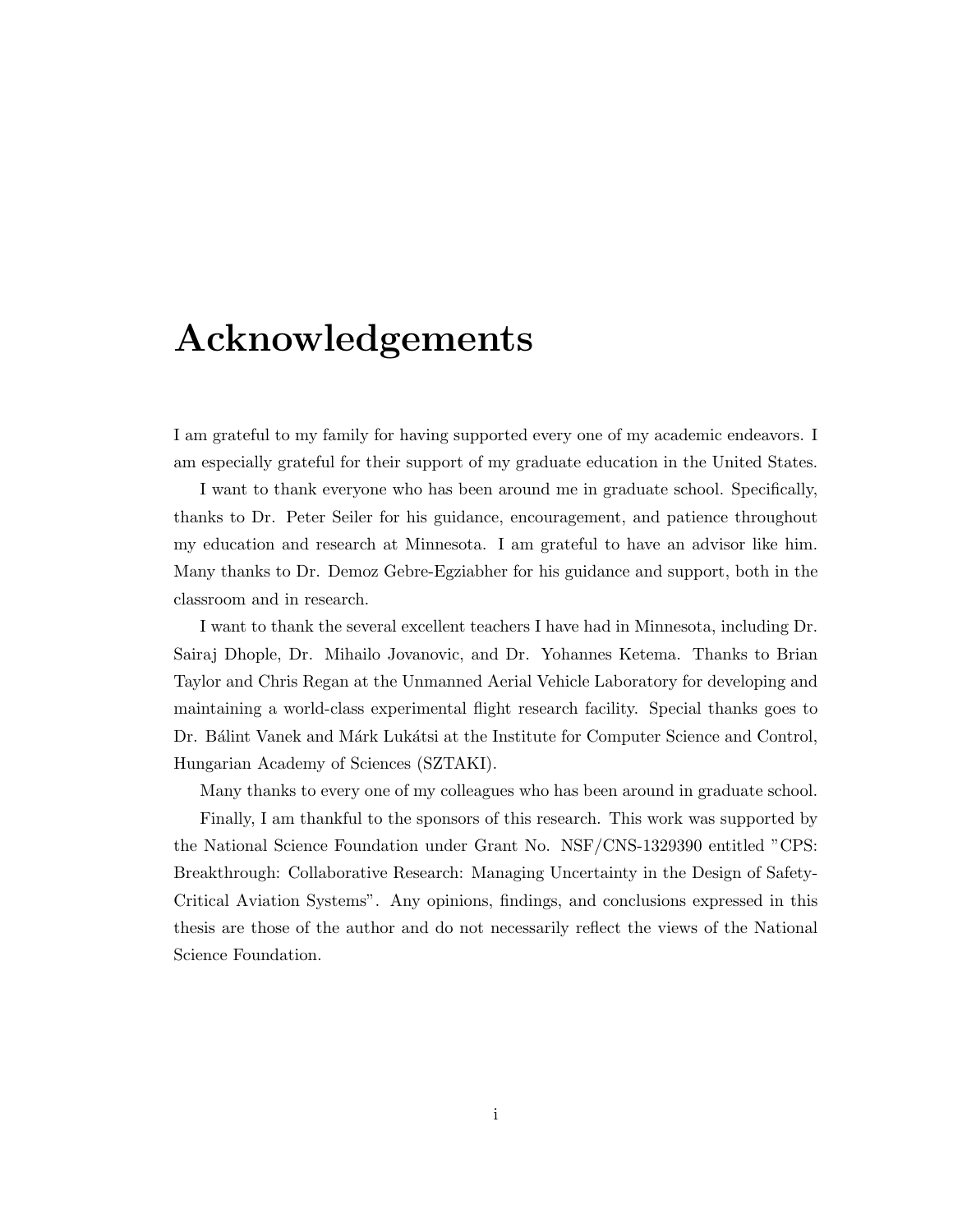# Acknowledgements

I am grateful to my family for having supported every one of my academic endeavors. I am especially grateful for their support of my graduate education in the United States.

I want to thank everyone who has been around me in graduate school. Specifically, thanks to Dr. Peter Seiler for his guidance, encouragement, and patience throughout my education and research at Minnesota. I am grateful to have an advisor like him. Many thanks to Dr. Demoz Gebre-Egziabher for his guidance and support, both in the classroom and in research.

I want to thank the several excellent teachers I have had in Minnesota, including Dr. Sairaj Dhople, Dr. Mihailo Jovanovic, and Dr. Yohannes Ketema. Thanks to Brian Taylor and Chris Regan at the Unmanned Aerial Vehicle Laboratory for developing and maintaining a world-class experimental flight research facility. Special thanks goes to Dr. Bálint Vanek and Márk Lukátsi at the Institute for Computer Science and Control, Hungarian Academy of Sciences (SZTAKI).

Many thanks to every one of my colleagues who has been around in graduate school.

Finally, I am thankful to the sponsors of this research. This work was supported by the National Science Foundation under Grant No. NSF/CNS-1329390 entitled "CPS: Breakthrough: Collaborative Research: Managing Uncertainty in the Design of Safety-Critical Aviation Systems". Any opinions, findings, and conclusions expressed in this thesis are those of the author and do not necessarily reflect the views of the National Science Foundation.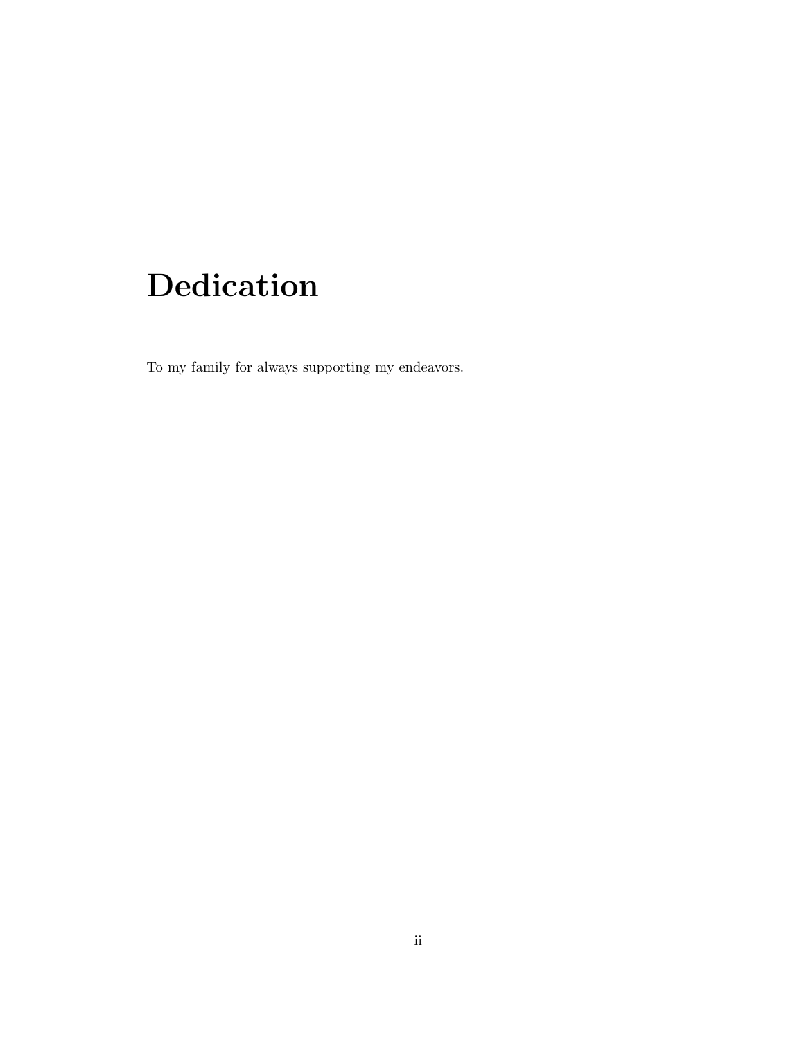# Dedication

To my family for always supporting my endeavors.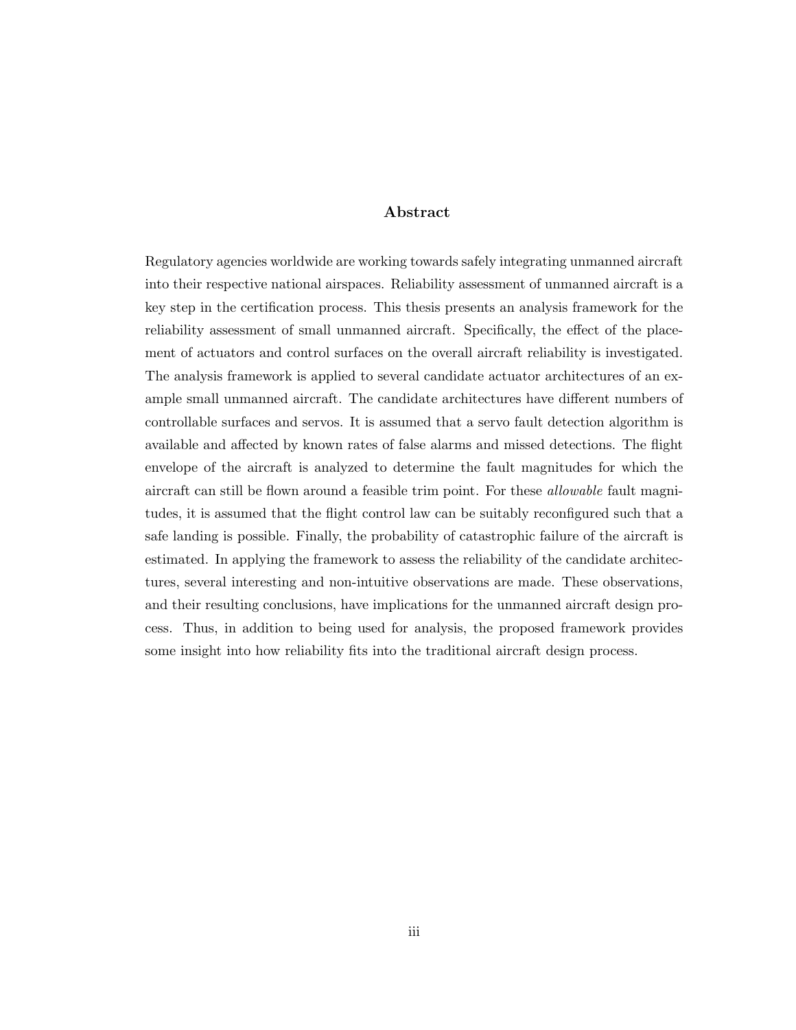## Abstract

Regulatory agencies worldwide are working towards safely integrating unmanned aircraft into their respective national airspaces. Reliability assessment of unmanned aircraft is a key step in the certification process. This thesis presents an analysis framework for the reliability assessment of small unmanned aircraft. Specifically, the effect of the placement of actuators and control surfaces on the overall aircraft reliability is investigated. The analysis framework is applied to several candidate actuator architectures of an example small unmanned aircraft. The candidate architectures have different numbers of controllable surfaces and servos. It is assumed that a servo fault detection algorithm is available and affected by known rates of false alarms and missed detections. The flight envelope of the aircraft is analyzed to determine the fault magnitudes for which the aircraft can still be flown around a feasible trim point. For these *allowable* fault magnitudes, it is assumed that the flight control law can be suitably reconfigured such that a safe landing is possible. Finally, the probability of catastrophic failure of the aircraft is estimated. In applying the framework to assess the reliability of the candidate architectures, several interesting and non-intuitive observations are made. These observations, and their resulting conclusions, have implications for the unmanned aircraft design process. Thus, in addition to being used for analysis, the proposed framework provides some insight into how reliability fits into the traditional aircraft design process.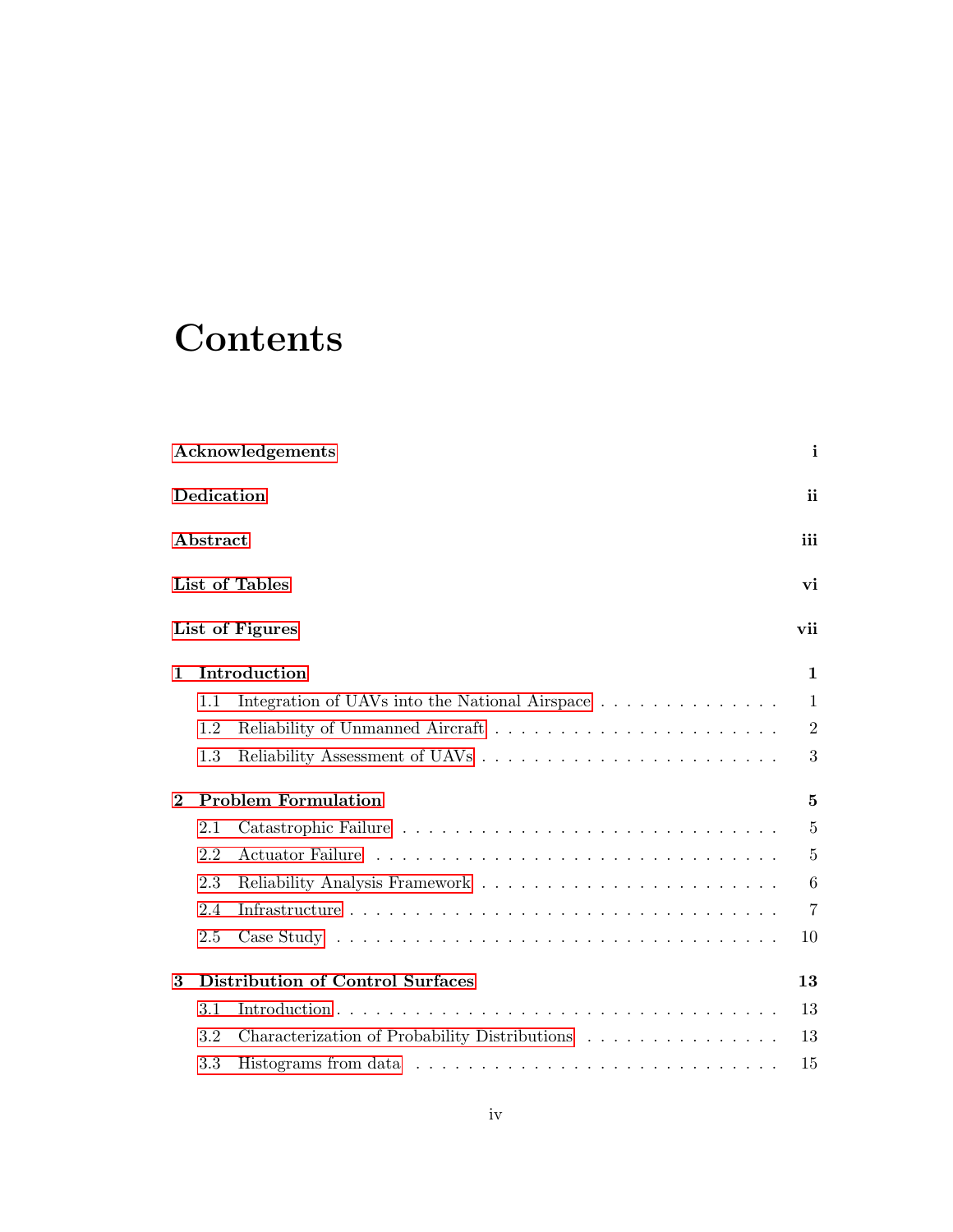# Contents

| | |
|---|---|
| **Acknowledgements** | **i** |
| **Dedication** | **ii** |
| **Abstract** | **iii** |
| **List of Tables** | **vi** |
| **List of Figures** | **vii** |
| **1 Introduction** | **1** |
| 1.1 Integration of UAVs into the National Airspace | 1 |
| 1.2 Reliability of Unmanned Aircraft | 2 |
| 1.3 Reliability Assessment of UAVs | 3 |
| **2 Problem Formulation** | **5** |
| 2.1 Catastrophic Failure | 5 |
| 2.2 Actuator Failure | 5 |
| 2.3 Reliability Analysis Framework | 6 |
| 2.4 Infrastructure | 7 |
| 2.5 Case Study | 10 |
| **3 Distribution of Control Surfaces** | **13** |
| 3.1 Introduction | 13 |
| 3.2 Characterization of Probability Distributions | 13 |
| 3.3 Histograms from data | 15 |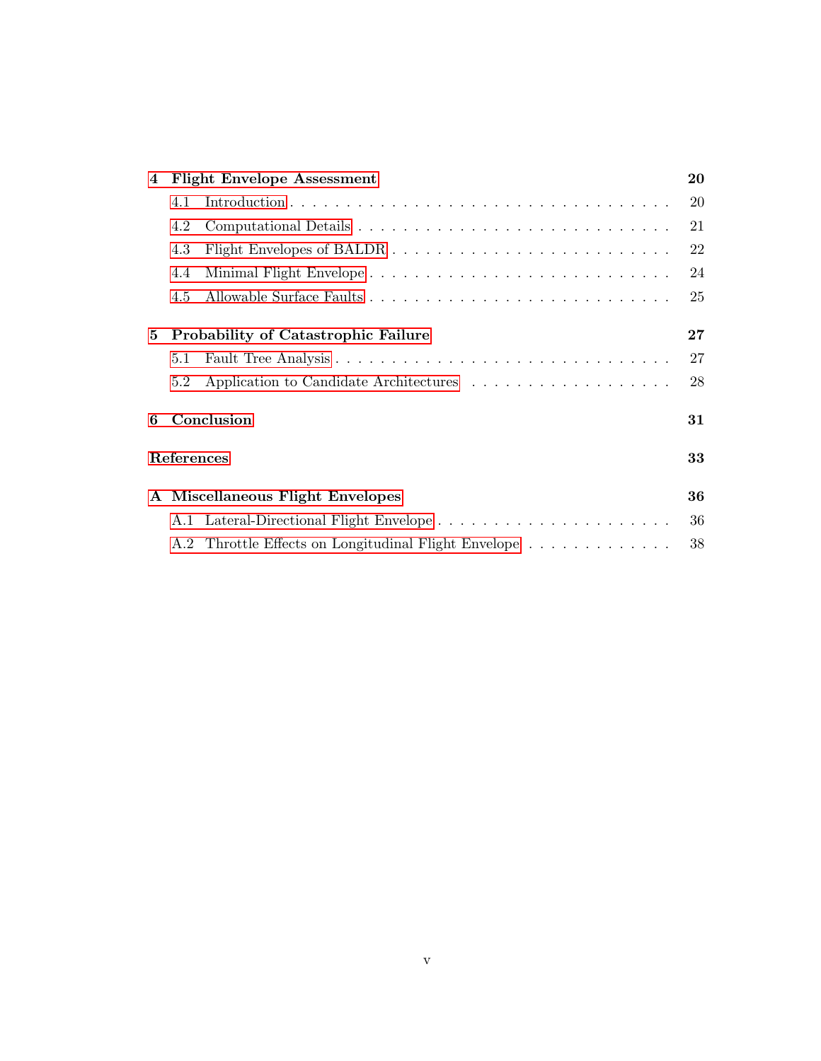**4 Flight Envelope Assessment** **20**

4.1 Introduction . . . . . . . . . . . . . . . . . . . . . . . . . . . . . . . . . 20

4.2 Computational Details . . . . . . . . . . . . . . . . . . . . . . . . . . . . 21

4.3 Flight Envelopes of BALDR . . . . . . . . . . . . . . . . . . . . . . . . . 22

4.4 Minimal Flight Envelope . . . . . . . . . . . . . . . . . . . . . . . . . . . 24

4.5 Allowable Surface Faults . . . . . . . . . . . . . . . . . . . . . . . . . . . 25

**5 Probability of Catastrophic Failure** **27**

5.1 Fault Tree Analysis . . . . . . . . . . . . . . . . . . . . . . . . . . . . . . 27

5.2 Application to Candidate Architectures . . . . . . . . . . . . . . . . . . . 28

**6 Conclusion** **31**

**References** **33**

**A Miscellaneous Flight Envelopes** **36**

A.1 Lateral-Directional Flight Envelope . . . . . . . . . . . . . . . . . . . . . 36

A.2 Throttle Effects on Longitudinal Flight Envelope . . . . . . . . . . . . . 38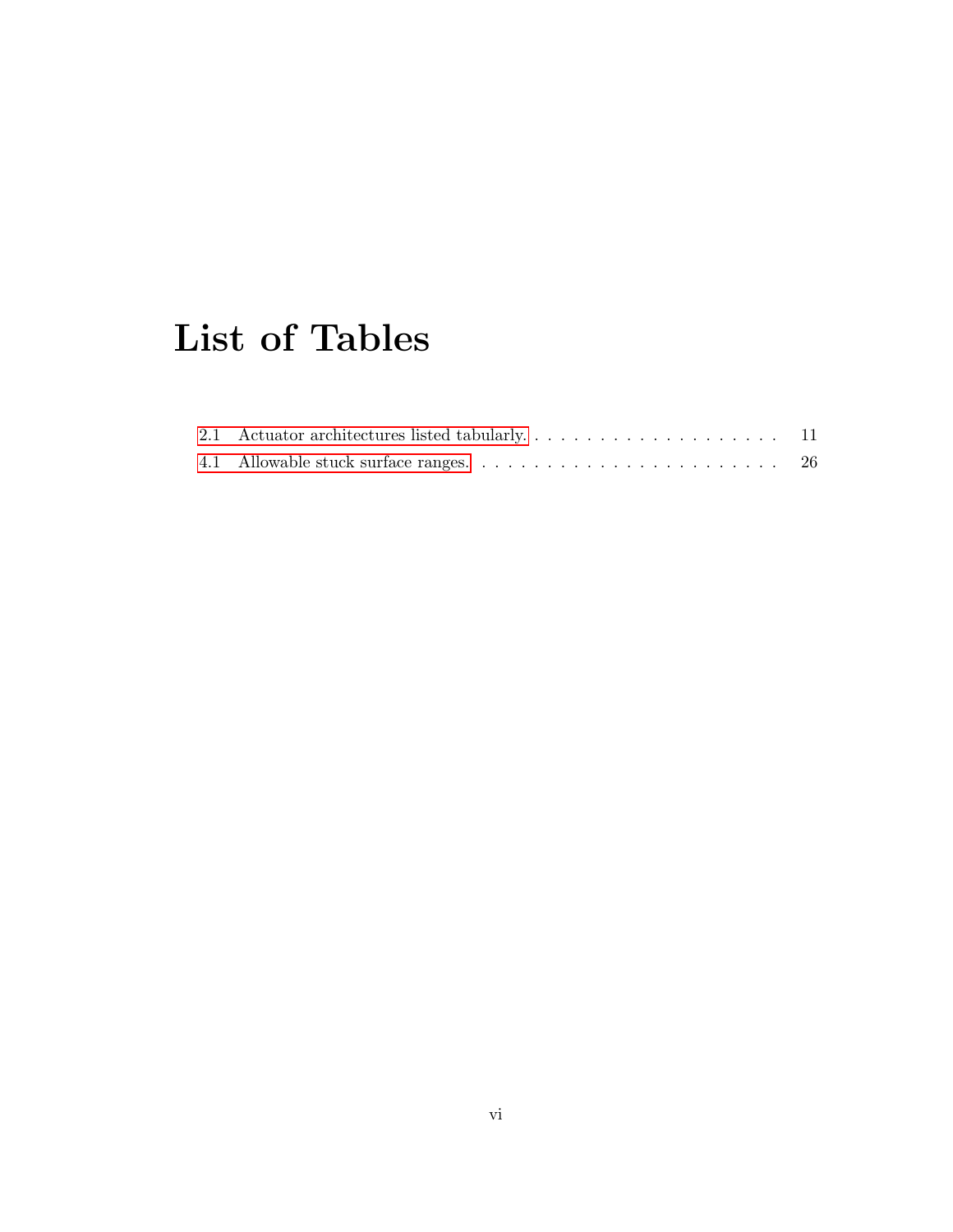# List of Tables

2.1 Actuator architectures listed tabularly. . . . . . . . . . . . . . . . . . . . . 11

4.1 Allowable stuck surface ranges. . . . . . . . . . . . . . . . . . . . . . . . 26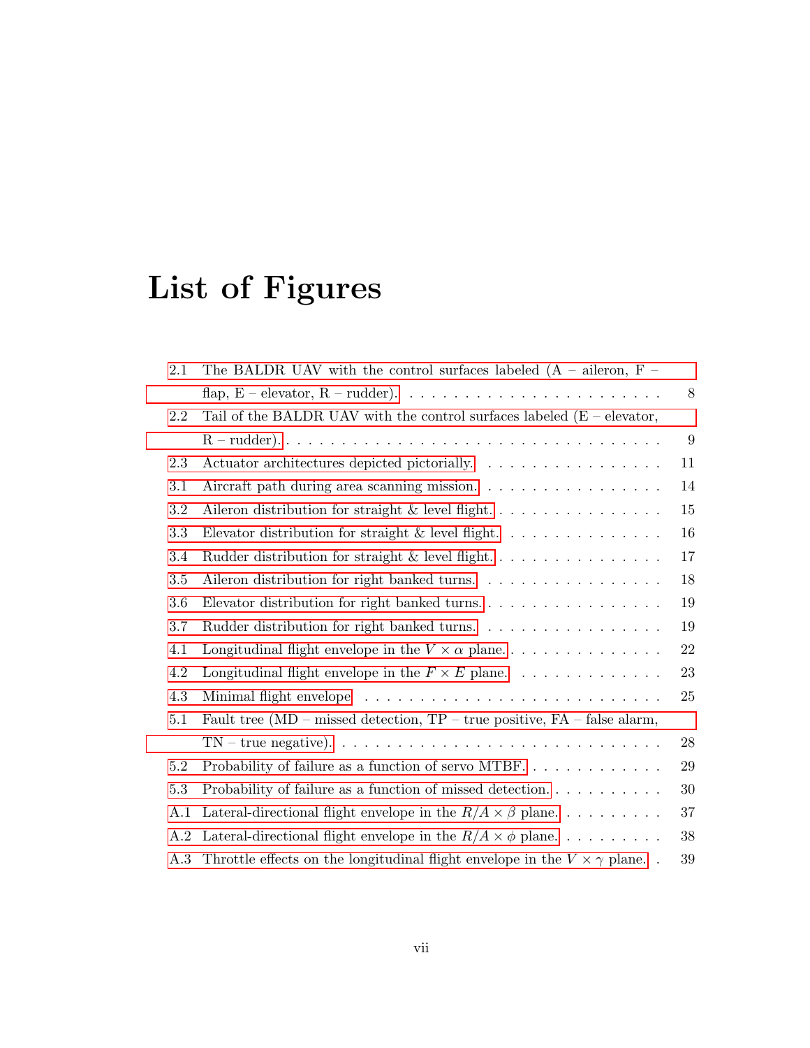# List of Figures

- 2.1 The BALDR UAV with the control surfaces labeled (A – aileron, F – flap, E – elevator, R – rudder). . . . . . . . 8
- 2.2 Tail of the BALDR UAV with the control surfaces labeled (E – elevator, R – rudder). . . . . . . . 9
- 2.3 Actuator architectures depicted pictorially. . . . . . . . 11
- 3.1 Aircraft path during area scanning mission. . . . . . . . 14
- 3.2 Aileron distribution for straight & level flight. . . . . . . . 15
- 3.3 Elevator distribution for straight & level flight. . . . . . . . 16
- 3.4 Rudder distribution for straight & level flight. . . . . . . . 17
- 3.5 Aileron distribution for right banked turns. . . . . . . . 18
- 3.6 Elevator distribution for right banked turns. . . . . . . . 19
- 3.7 Rudder distribution for right banked turns. . . . . . . . 19
- 4.1 Longitudinal flight envelope in the $V \times \alpha$ plane. . . . . . . . 22
- 4.2 Longitudinal flight envelope in the $F \times E$ plane. . . . . . . . 23
- 4.3 Minimal flight envelope . . . . . . . . 25
- 5.1 Fault tree (MD – missed detection, TP – true positive, FA – false alarm, TN – true negative). . . . . . . . 28
- 5.2 Probability of failure as a function of servo MTBF. . . . . . . . 29
- 5.3 Probability of failure as a function of missed detection. . . . . . . . 30
- A.1 Lateral-directional flight envelope in the $R/A \times \beta$ plane. . . . . . . . 37
- A.2 Lateral-directional flight envelope in the $R/A \times \phi$ plane. . . . . . . . 38
- A.3 Throttle effects on the longitudinal flight envelope in the $V \times \gamma$ plane. . . 39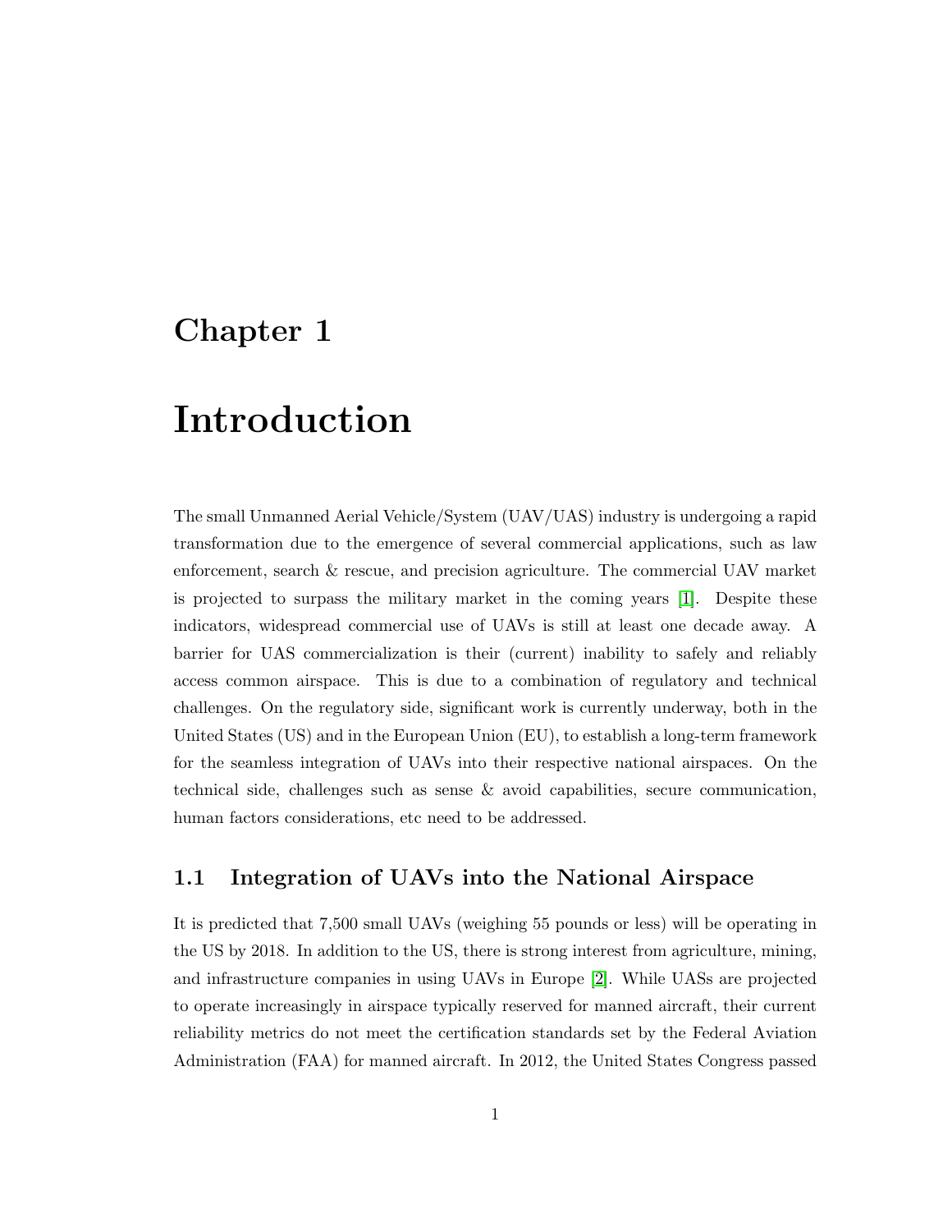# Chapter 1

# Introduction

The small Unmanned Aerial Vehicle/System (UAV/UAS) industry is undergoing a rapid transformation due to the emergence of several commercial applications, such as law enforcement, search & rescue, and precision agriculture. The commercial UAV market is projected to surpass the military market in the coming years [1]. Despite these indicators, widespread commercial use of UAVs is still at least one decade away. A barrier for UAS commercialization is their (current) inability to safely and reliably access common airspace. This is due to a combination of regulatory and technical challenges. On the regulatory side, significant work is currently underway, both in the United States (US) and in the European Union (EU), to establish a long-term framework for the seamless integration of UAVs into their respective national airspaces. On the technical side, challenges such as sense & avoid capabilities, secure communication, human factors considerations, etc need to be addressed.

## 1.1 Integration of UAVs into the National Airspace

It is predicted that 7,500 small UAVs (weighing 55 pounds or less) will be operating in the US by 2018. In addition to the US, there is strong interest from agriculture, mining, and infrastructure companies in using UAVs in Europe [2]. While UASs are projected to operate increasingly in airspace typically reserved for manned aircraft, their current reliability metrics do not meet the certification standards set by the Federal Aviation Administration (FAA) for manned aircraft. In 2012, the United States Congress passed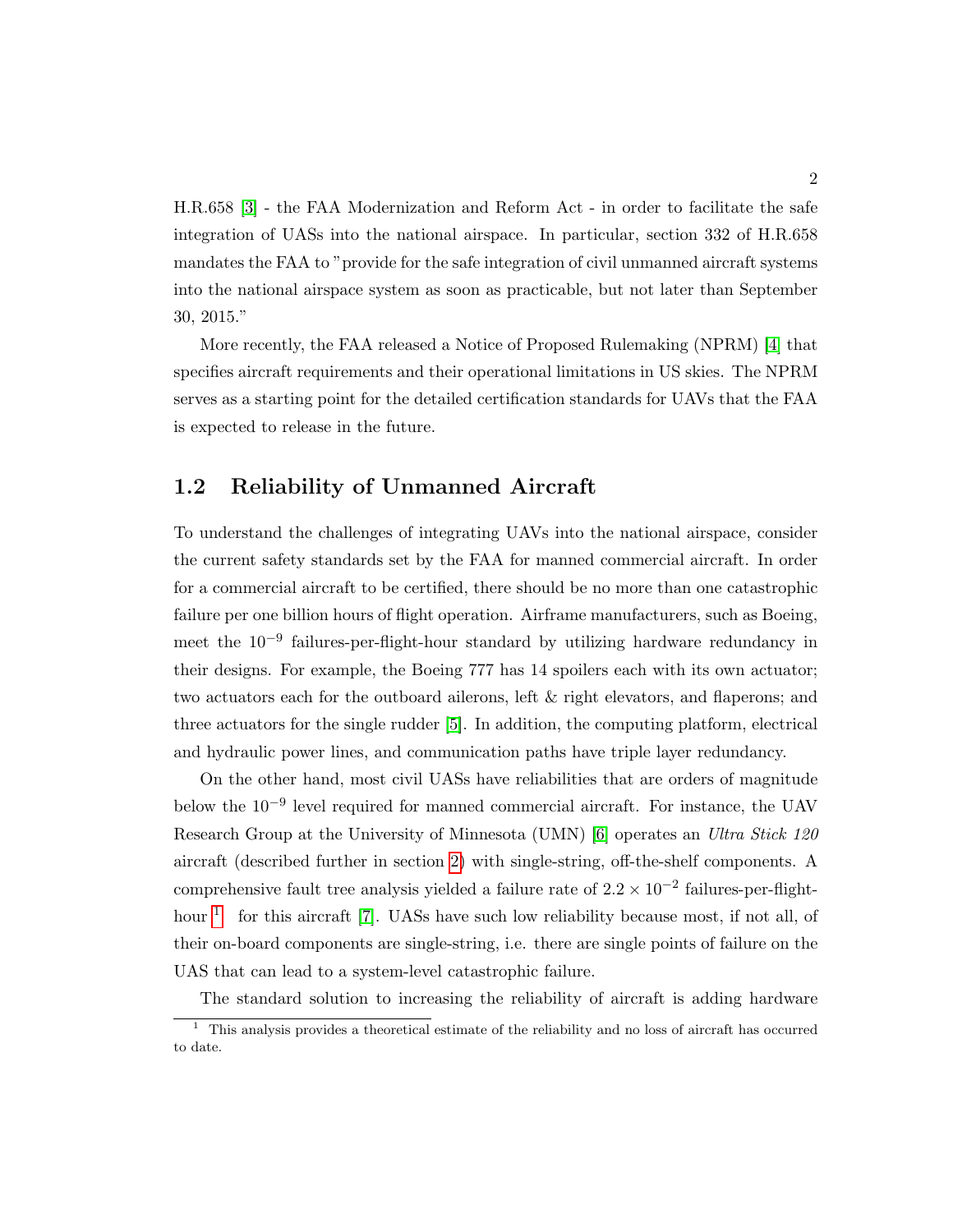H.R.658 [3] - the FAA Modernization and Reform Act - in order to facilitate the safe integration of UASs into the national airspace. In particular, section 332 of H.R.658 mandates the FAA to "provide for the safe integration of civil unmanned aircraft systems into the national airspace system as soon as practicable, but not later than September 30, 2015."

More recently, the FAA released a Notice of Proposed Rulemaking (NPRM) [4] that specifies aircraft requirements and their operational limitations in US skies. The NPRM serves as a starting point for the detailed certification standards for UAVs that the FAA is expected to release in the future.

## 1.2 Reliability of Unmanned Aircraft

To understand the challenges of integrating UAVs into the national airspace, consider the current safety standards set by the FAA for manned commercial aircraft. In order for a commercial aircraft to be certified, there should be no more than one catastrophic failure per one billion hours of flight operation. Airframe manufacturers, such as Boeing, meet the $10^{-9}$ failures-per-flight-hour standard by utilizing hardware redundancy in their designs. For example, the Boeing 777 has 14 spoilers each with its own actuator; two actuators each for the outboard ailerons, left & right elevators, and flaperons; and three actuators for the single rudder [5]. In addition, the computing platform, electrical and hydraulic power lines, and communication paths have triple layer redundancy.

On the other hand, most civil UASs have reliabilities that are orders of magnitude below the $10^{-9}$ level required for manned commercial aircraft. For instance, the UAV Research Group at the University of Minnesota (UMN) [6] operates an *Ultra Stick 120* aircraft (described further in section 2) with single-string, off-the-shelf components. A comprehensive fault tree analysis yielded a failure rate of $2.2 \times 10^{-2}$ failures-per-flight-hour [1] for this aircraft [7]. UASs have such low reliability because most, if not all, of their on-board components are single-string, i.e. there are single points of failure on the UAS that can lead to a system-level catastrophic failure.

The standard solution to increasing the reliability of aircraft is adding hardware

[1] This analysis provides a theoretical estimate of the reliability and no loss of aircraft has occurred to date.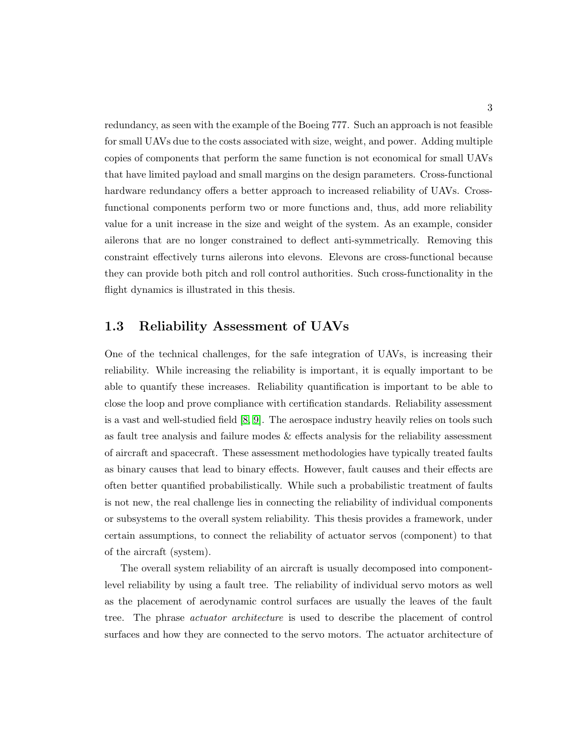redundancy, as seen with the example of the Boeing 777. Such an approach is not feasible for small UAVs due to the costs associated with size, weight, and power. Adding multiple copies of components that perform the same function is not economical for small UAVs that have limited payload and small margins on the design parameters. Cross-functional hardware redundancy offers a better approach to increased reliability of UAVs. Cross-functional components perform two or more functions and, thus, add more reliability value for a unit increase in the size and weight of the system. As an example, consider ailerons that are no longer constrained to deflect anti-symmetrically. Removing this constraint effectively turns ailerons into elevons. Elevons are cross-functional because they can provide both pitch and roll control authorities. Such cross-functionality in the flight dynamics is illustrated in this thesis.

## 1.3 Reliability Assessment of UAVs

One of the technical challenges, for the safe integration of UAVs, is increasing their reliability. While increasing the reliability is important, it is equally important to be able to quantify these increases. Reliability quantification is important to be able to close the loop and prove compliance with certification standards. Reliability assessment is a vast and well-studied field [8, 9]. The aerospace industry heavily relies on tools such as fault tree analysis and failure modes & effects analysis for the reliability assessment of aircraft and spacecraft. These assessment methodologies have typically treated faults as binary causes that lead to binary effects. However, fault causes and their effects are often better quantified probabilistically. While such a probabilistic treatment of faults is not new, the real challenge lies in connecting the reliability of individual components or subsystems to the overall system reliability. This thesis provides a framework, under certain assumptions, to connect the reliability of actuator servos (component) to that of the aircraft (system).

The overall system reliability of an aircraft is usually decomposed into component-level reliability by using a fault tree. The reliability of individual servo motors as well as the placement of aerodynamic control surfaces are usually the leaves of the fault tree. The phrase *actuator architecture* is used to describe the placement of control surfaces and how they are connected to the servo motors. The actuator architecture of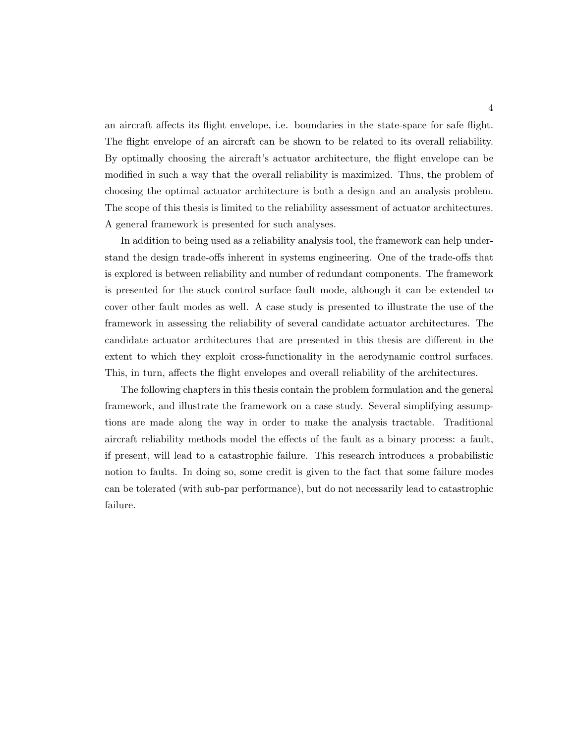an aircraft affects its flight envelope, i.e. boundaries in the state-space for safe flight. The flight envelope of an aircraft can be shown to be related to its overall reliability. By optimally choosing the aircraft's actuator architecture, the flight envelope can be modified in such a way that the overall reliability is maximized. Thus, the problem of choosing the optimal actuator architecture is both a design and an analysis problem. The scope of this thesis is limited to the reliability assessment of actuator architectures. A general framework is presented for such analyses.

In addition to being used as a reliability analysis tool, the framework can help understand the design trade-offs inherent in systems engineering. One of the trade-offs that is explored is between reliability and number of redundant components. The framework is presented for the stuck control surface fault mode, although it can be extended to cover other fault modes as well. A case study is presented to illustrate the use of the framework in assessing the reliability of several candidate actuator architectures. The candidate actuator architectures that are presented in this thesis are different in the extent to which they exploit cross-functionality in the aerodynamic control surfaces. This, in turn, affects the flight envelopes and overall reliability of the architectures.

The following chapters in this thesis contain the problem formulation and the general framework, and illustrate the framework on a case study. Several simplifying assumptions are made along the way in order to make the analysis tractable. Traditional aircraft reliability methods model the effects of the fault as a binary process: a fault, if present, will lead to a catastrophic failure. This research introduces a probabilistic notion to faults. In doing so, some credit is given to the fact that some failure modes can be tolerated (with sub-par performance), but do not necessarily lead to catastrophic failure.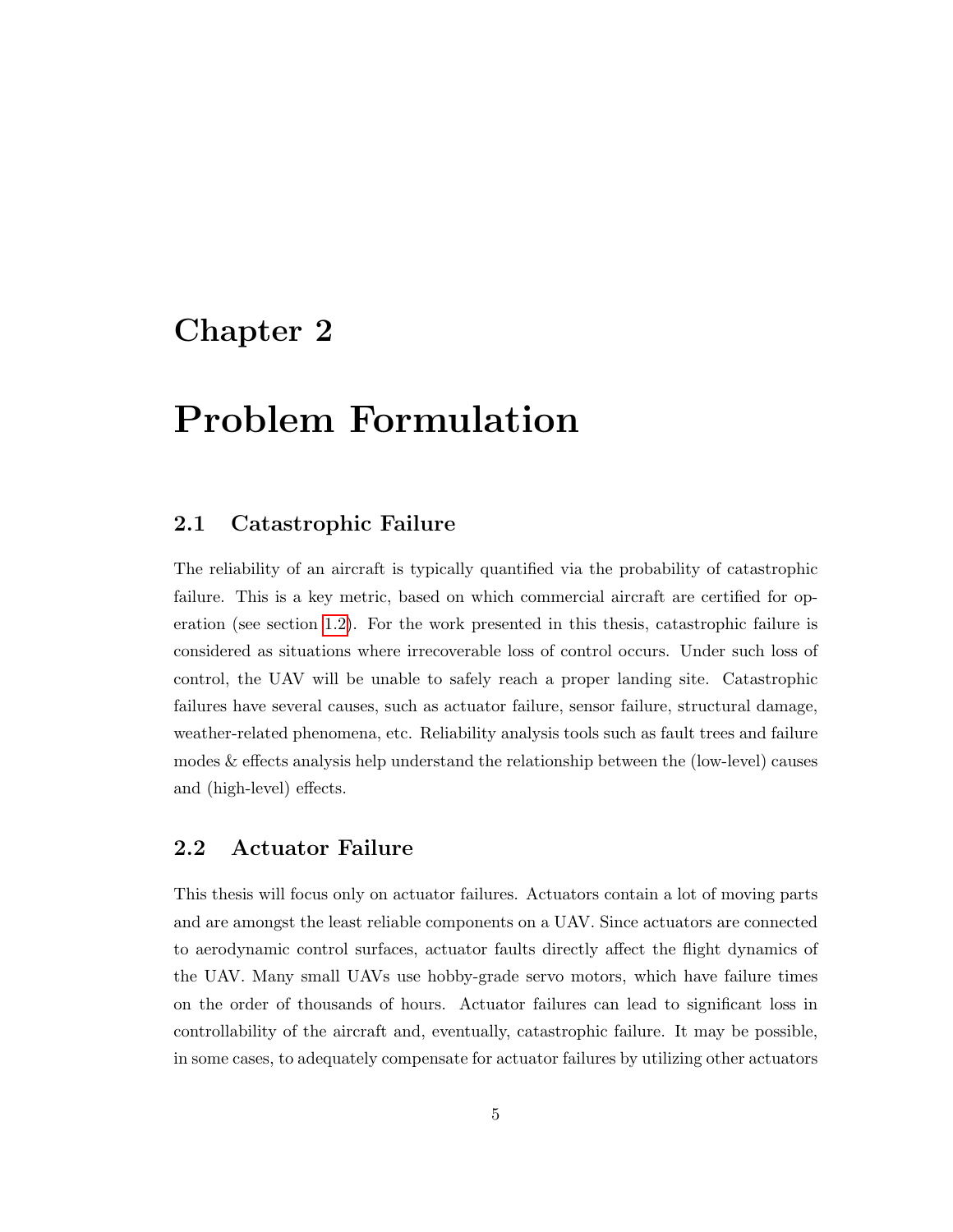# Chapter 2

# Problem Formulation

## 2.1 Catastrophic Failure

The reliability of an aircraft is typically quantified via the probability of catastrophic failure. This is a key metric, based on which commercial aircraft are certified for operation (see section 1.2). For the work presented in this thesis, catastrophic failure is considered as situations where irrecoverable loss of control occurs. Under such loss of control, the UAV will be unable to safely reach a proper landing site. Catastrophic failures have several causes, such as actuator failure, sensor failure, structural damage, weather-related phenomena, etc. Reliability analysis tools such as fault trees and failure modes & effects analysis help understand the relationship between the (low-level) causes and (high-level) effects.

## 2.2 Actuator Failure

This thesis will focus only on actuator failures. Actuators contain a lot of moving parts and are amongst the least reliable components on a UAV. Since actuators are connected to aerodynamic control surfaces, actuator faults directly affect the flight dynamics of the UAV. Many small UAVs use hobby-grade servo motors, which have failure times on the order of thousands of hours. Actuator failures can lead to significant loss in controllability of the aircraft and, eventually, catastrophic failure. It may be possible, in some cases, to adequately compensate for actuator failures by utilizing other actuators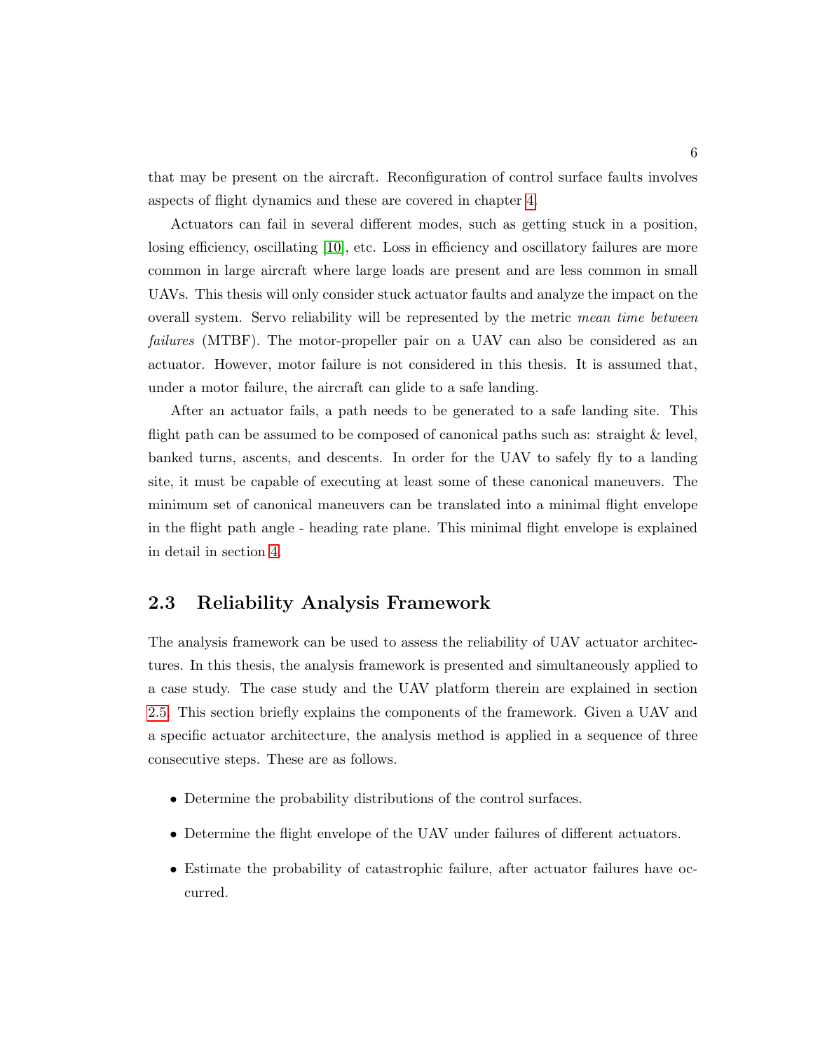that may be present on the aircraft. Reconfiguration of control surface faults involves aspects of flight dynamics and these are covered in chapter 4.

Actuators can fail in several different modes, such as getting stuck in a position, losing efficiency, oscillating [10], etc. Loss in efficiency and oscillatory failures are more common in large aircraft where large loads are present and are less common in small UAVs. This thesis will only consider stuck actuator faults and analyze the impact on the overall system. Servo reliability will be represented by the metric *mean time between failures* (MTBF). The motor-propeller pair on a UAV can also be considered as an actuator. However, motor failure is not considered in this thesis. It is assumed that, under a motor failure, the aircraft can glide to a safe landing.

After an actuator fails, a path needs to be generated to a safe landing site. This flight path can be assumed to be composed of canonical paths such as: straight & level, banked turns, ascents, and descents. In order for the UAV to safely fly to a landing site, it must be capable of executing at least some of these canonical maneuvers. The minimum set of canonical maneuvers can be translated into a minimal flight envelope in the flight path angle - heading rate plane. This minimal flight envelope is explained in detail in section 4.

## 2.3 Reliability Analysis Framework

The analysis framework can be used to assess the reliability of UAV actuator architectures. In this thesis, the analysis framework is presented and simultaneously applied to a case study. The case study and the UAV platform therein are explained in section 2.5. This section briefly explains the components of the framework. Given a UAV and a specific actuator architecture, the analysis method is applied in a sequence of three consecutive steps. These are as follows.

- Determine the probability distributions of the control surfaces.
- Determine the flight envelope of the UAV under failures of different actuators.
- Estimate the probability of catastrophic failure, after actuator failures have occurred.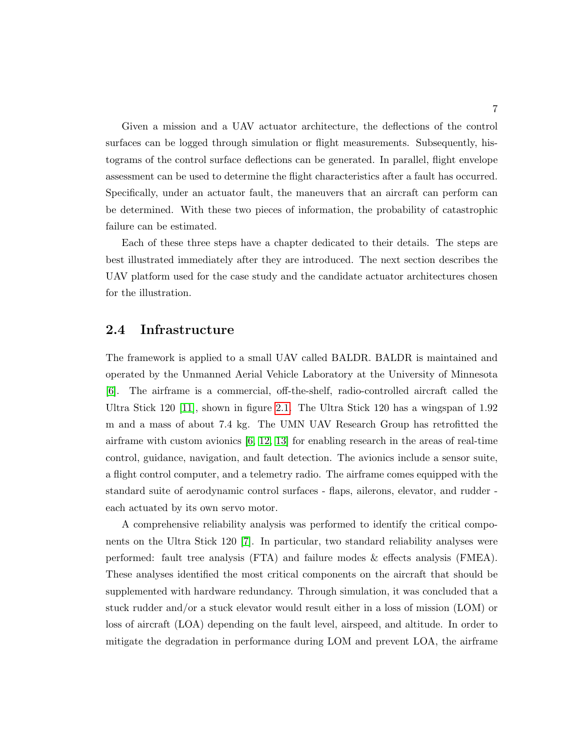Given a mission and a UAV actuator architecture, the deflections of the control surfaces can be logged through simulation or flight measurements. Subsequently, histograms of the control surface deflections can be generated. In parallel, flight envelope assessment can be used to determine the flight characteristics after a fault has occurred. Specifically, under an actuator fault, the maneuvers that an aircraft can perform can be determined. With these two pieces of information, the probability of catastrophic failure can be estimated.

Each of these three steps have a chapter dedicated to their details. The steps are best illustrated immediately after they are introduced. The next section describes the UAV platform used for the case study and the candidate actuator architectures chosen for the illustration.

## 2.4 Infrastructure

The framework is applied to a small UAV called BALDR. BALDR is maintained and operated by the Unmanned Aerial Vehicle Laboratory at the University of Minnesota [6]. The airframe is a commercial, off-the-shelf, radio-controlled aircraft called the Ultra Stick 120 [11], shown in figure 2.1. The Ultra Stick 120 has a wingspan of 1.92 m and a mass of about 7.4 kg. The UMN UAV Research Group has retrofitted the airframe with custom avionics [6, 12, 13] for enabling research in the areas of real-time control, guidance, navigation, and fault detection. The avionics include a sensor suite, a flight control computer, and a telemetry radio. The airframe comes equipped with the standard suite of aerodynamic control surfaces - flaps, ailerons, elevator, and rudder - each actuated by its own servo motor.

A comprehensive reliability analysis was performed to identify the critical components on the Ultra Stick 120 [7]. In particular, two standard reliability analyses were performed: fault tree analysis (FTA) and failure modes & effects analysis (FMEA). These analyses identified the most critical components on the aircraft that should be supplemented with hardware redundancy. Through simulation, it was concluded that a stuck rudder and/or a stuck elevator would result either in a loss of mission (LOM) or loss of aircraft (LOA) depending on the fault level, airspeed, and altitude. In order to mitigate the degradation in performance during LOM and prevent LOA, the airframe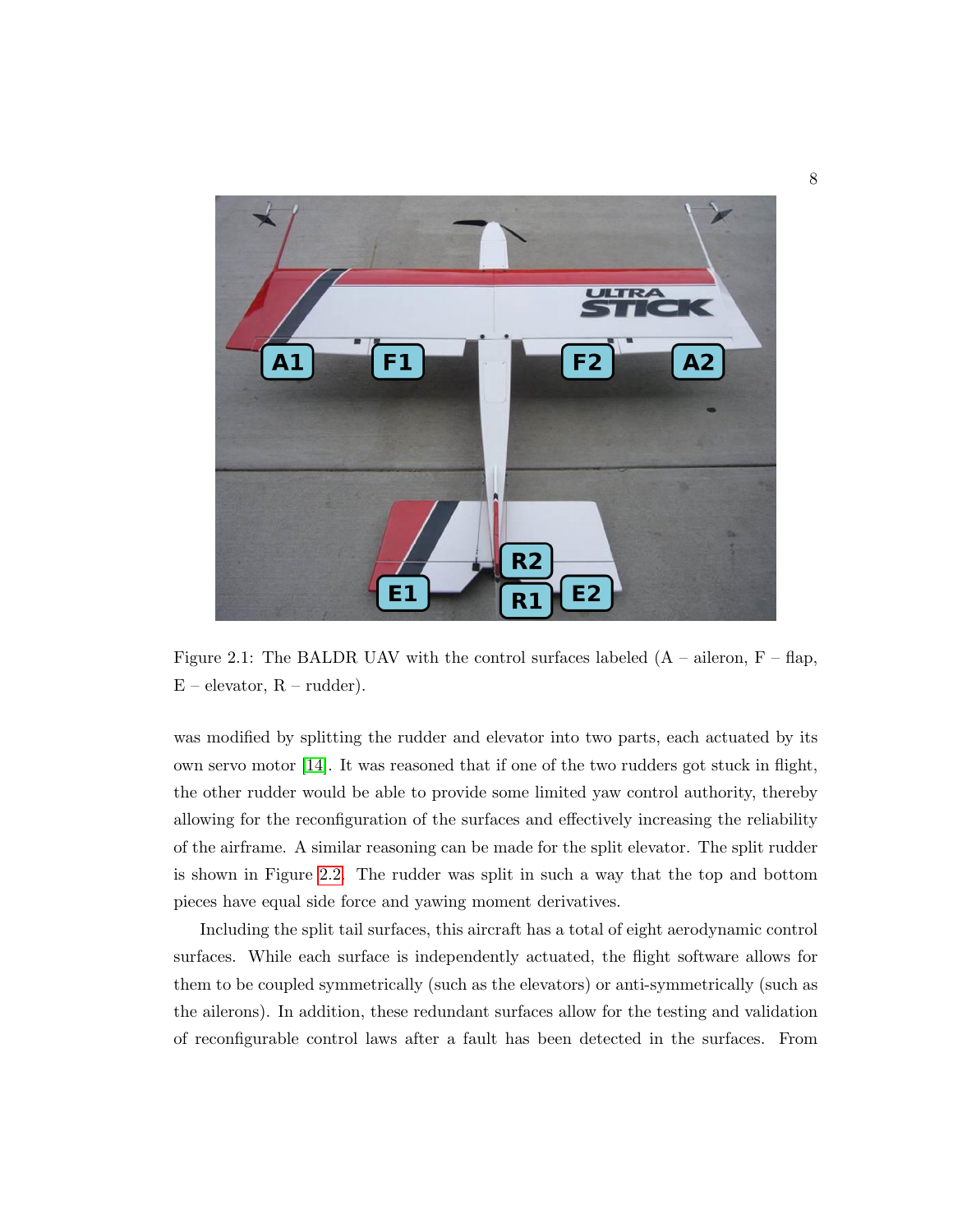Figure 2.1: The BALDR UAV with the control surfaces labeled (A – aileron, F – flap, E – elevator, R – rudder).

was modified by splitting the rudder and elevator into two parts, each actuated by its own servo motor [14]. It was reasoned that if one of the two rudders got stuck in flight, the other rudder would be able to provide some limited yaw control authority, thereby allowing for the reconfiguration of the surfaces and effectively increasing the reliability of the airframe. A similar reasoning can be made for the split elevator. The split rudder is shown in Figure 2.2. The rudder was split in such a way that the top and bottom pieces have equal side force and yawing moment derivatives.

Including the split tail surfaces, this aircraft has a total of eight aerodynamic control surfaces. While each surface is independently actuated, the flight software allows for them to be coupled symmetrically (such as the elevators) or anti-symmetrically (such as the ailerons). In addition, these redundant surfaces allow for the testing and validation of reconfigurable control laws after a fault has been detected in the surfaces. From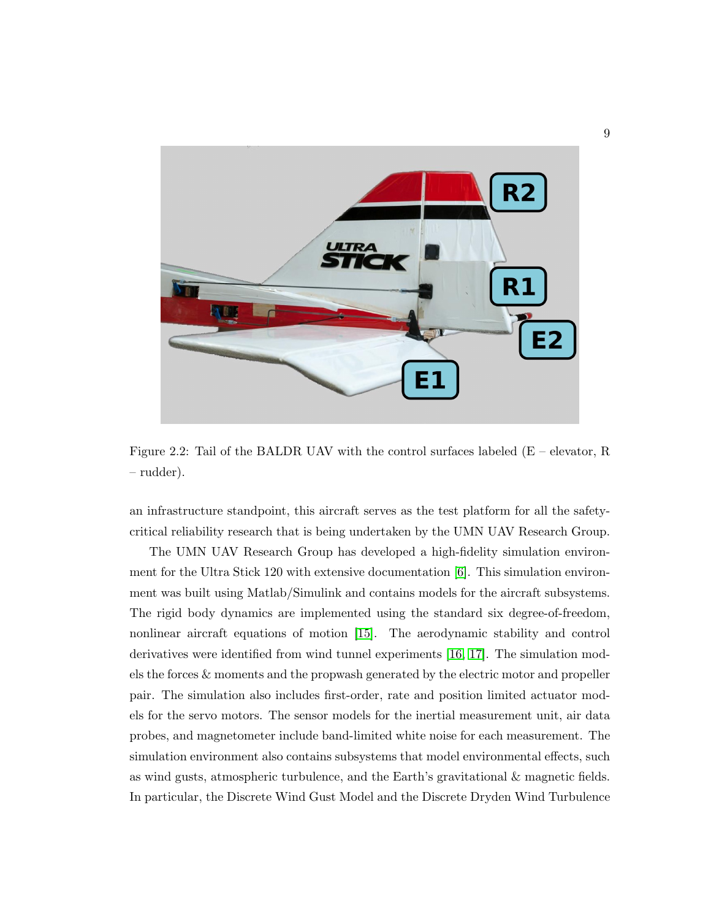Figure 2.2: Tail of the BALDR UAV with the control surfaces labeled (E – elevator, R – rudder).

an infrastructure standpoint, this aircraft serves as the test platform for all the safety-critical reliability research that is being undertaken by the UMN UAV Research Group.

The UMN UAV Research Group has developed a high-fidelity simulation environment for the Ultra Stick 120 with extensive documentation [6]. This simulation environment was built using Matlab/Simulink and contains models for the aircraft subsystems. The rigid body dynamics are implemented using the standard six degree-of-freedom, nonlinear aircraft equations of motion [15]. The aerodynamic stability and control derivatives were identified from wind tunnel experiments [16, 17]. The simulation models the forces & moments and the propwash generated by the electric motor and propeller pair. The simulation also includes first-order, rate and position limited actuator models for the servo motors. The sensor models for the inertial measurement unit, air data probes, and magnetometer include band-limited white noise for each measurement. The simulation environment also contains subsystems that model environmental effects, such as wind gusts, atmospheric turbulence, and the Earth's gravitational & magnetic fields. In particular, the Discrete Wind Gust Model and the Discrete Dryden Wind Turbulence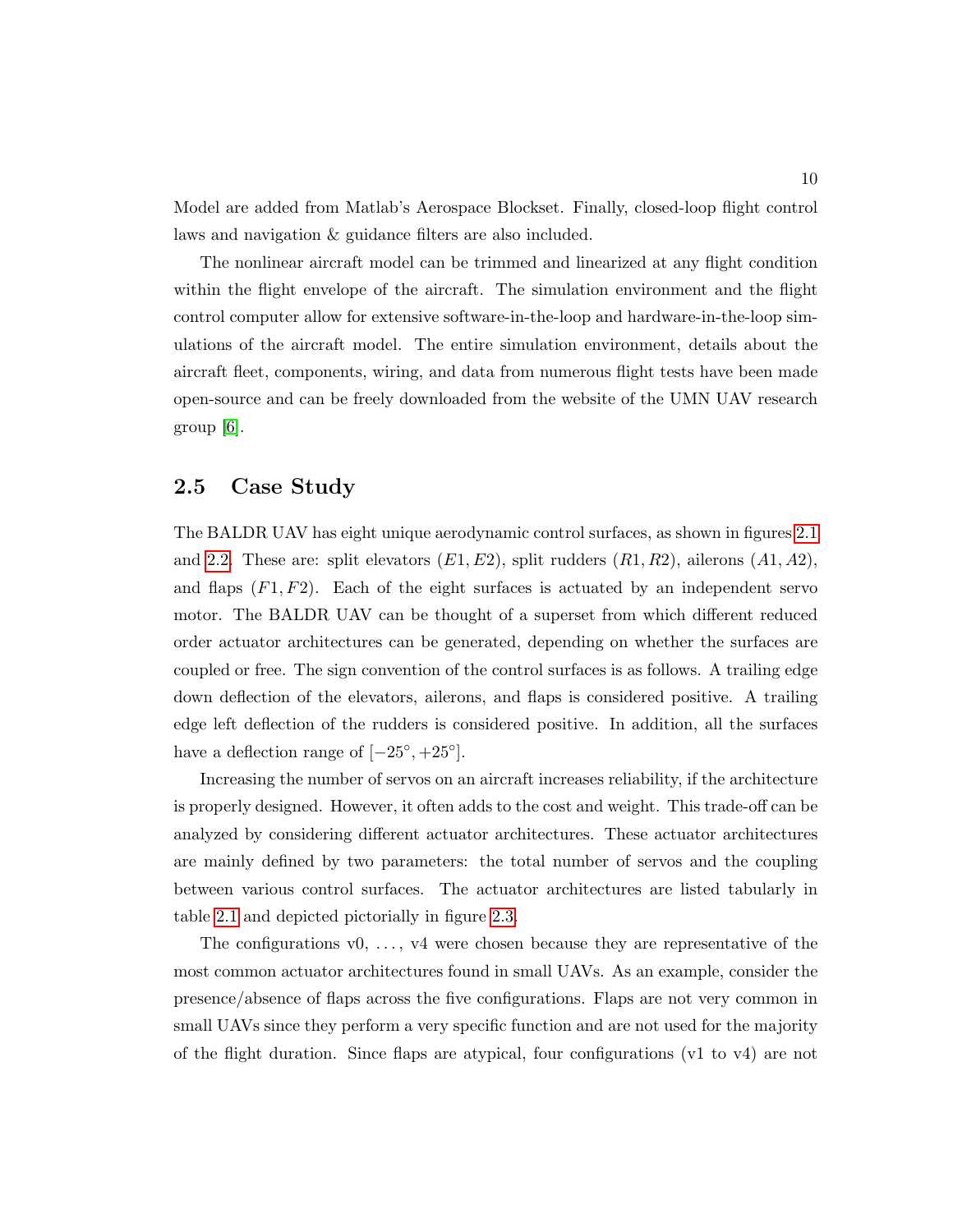Model are added from Matlab's Aerospace Blockset. Finally, closed-loop flight control laws and navigation & guidance filters are also included.

The nonlinear aircraft model can be trimmed and linearized at any flight condition within the flight envelope of the aircraft. The simulation environment and the flight control computer allow for extensive software-in-the-loop and hardware-in-the-loop simulations of the aircraft model. The entire simulation environment, details about the aircraft fleet, components, wiring, and data from numerous flight tests have been made open-source and can be freely downloaded from the website of the UMN UAV research group [6].

## 2.5 Case Study

The BALDR UAV has eight unique aerodynamic control surfaces, as shown in figures 2.1 and 2.2. These are: split elevators ($E1, E2$), split rudders ($R1, R2$), ailerons ($A1, A2$), and flaps ($F1, F2$). Each of the eight surfaces is actuated by an independent servo motor. The BALDR UAV can be thought of a superset from which different reduced order actuator architectures can be generated, depending on whether the surfaces are coupled or free. The sign convention of the control surfaces is as follows. A trailing edge down deflection of the elevators, ailerons, and flaps is considered positive. A trailing edge left deflection of the rudders is considered positive. In addition, all the surfaces have a deflection range of $[-25^\circ, +25^\circ]$.

Increasing the number of servos on an aircraft increases reliability, if the architecture is properly designed. However, it often adds to the cost and weight. This trade-off can be analyzed by considering different actuator architectures. These actuator architectures are mainly defined by two parameters: the total number of servos and the coupling between various control surfaces. The actuator architectures are listed tabularly in table 2.1 and depicted pictorially in figure 2.3.

The configurations v0, ..., v4 were chosen because they are representative of the most common actuator architectures found in small UAVs. As an example, consider the presence/absence of flaps across the five configurations. Flaps are not very common in small UAVs since they perform a very specific function and are not used for the majority of the flight duration. Since flaps are atypical, four configurations (v1 to v4) are not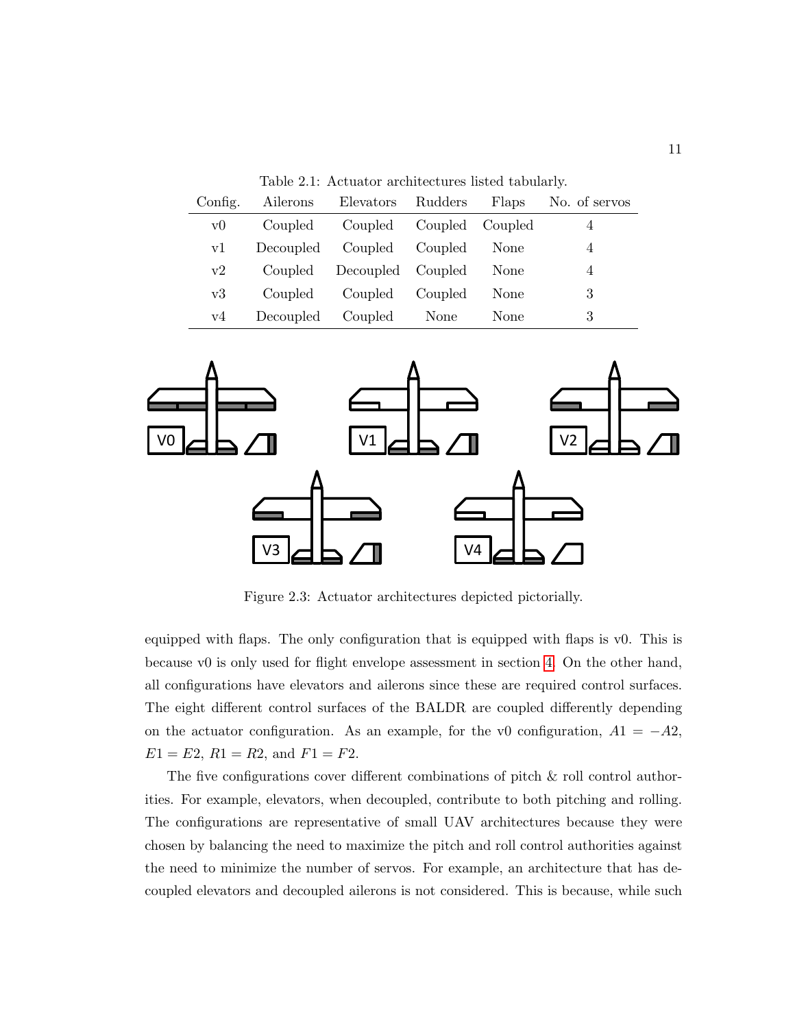Table 2.1: Actuator architectures listed tabularly.

| Config. | Ailerons | Elevators | Rudders | Flaps | No. of servos |
|---|---|---|---|---|---|
| v0 | Coupled | Coupled | Coupled | Coupled | 4 |
| v1 | Decoupled | Coupled | Coupled | None | 4 |
| v2 | Coupled | Decoupled | Coupled | None | 4 |
| v3 | Coupled | Coupled | Coupled | None | 3 |
| v4 | Decoupled | Coupled | None | None | 3 |

Figure 2.3: Actuator architectures depicted pictorially.

equipped with flaps. The only configuration that is equipped with flaps is v0. This is because v0 is only used for flight envelope assessment in section 4. On the other hand, all configurations have elevators and ailerons since these are required control surfaces. The eight different control surfaces of the BALDR are coupled differently depending on the actuator configuration. As an example, for the v0 configuration, $A1 = -A2$, $E1 = E2$, $R1 = R2$, and $F1 = F2$.

The five configurations cover different combinations of pitch & roll control authorities. For example, elevators, when decoupled, contribute to both pitching and rolling. The configurations are representative of small UAV architectures because they were chosen by balancing the need to maximize the pitch and roll control authorities against the need to minimize the number of servos. For example, an architecture that has decoupled elevators and decoupled ailerons is not considered. This is because, while such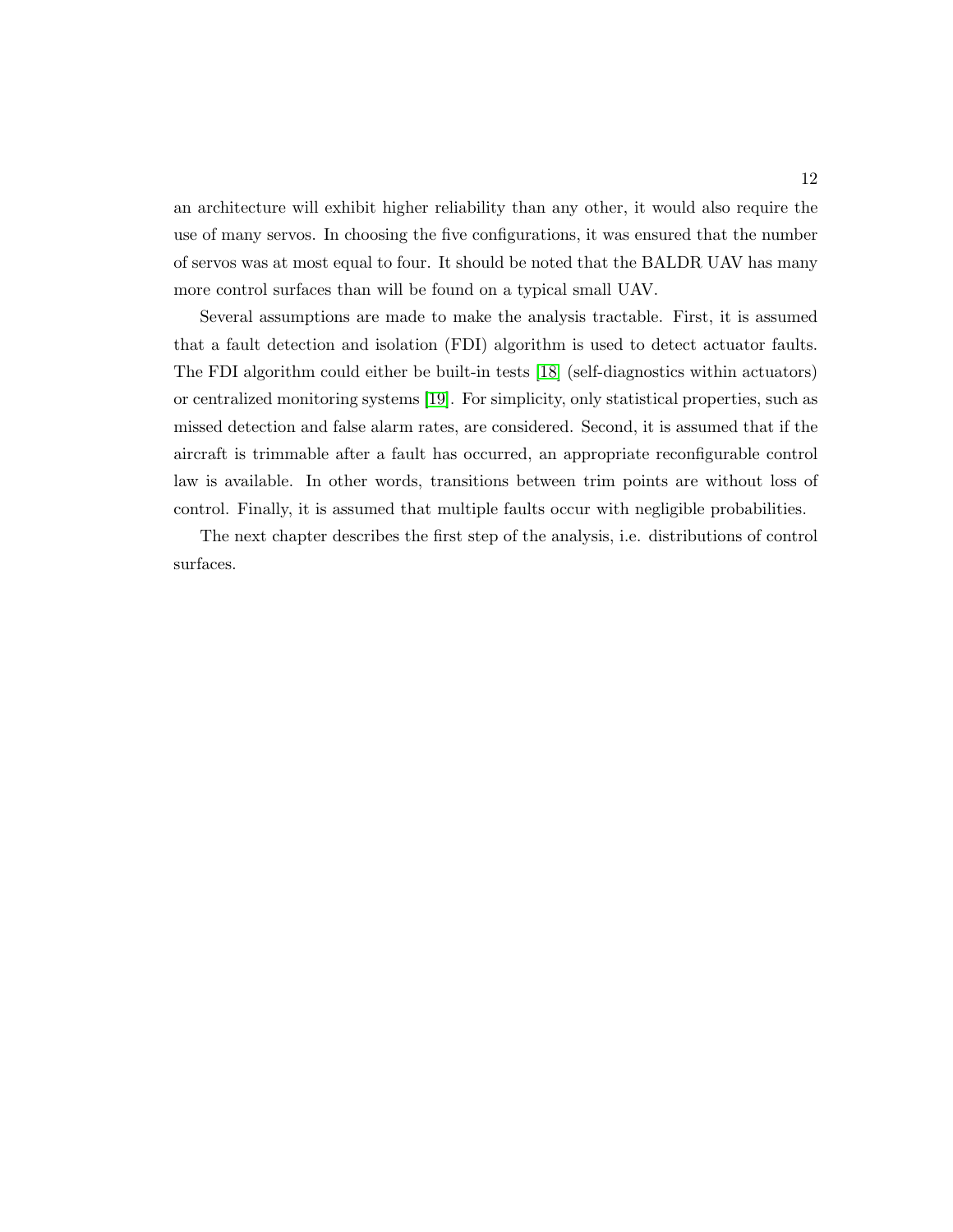an architecture will exhibit higher reliability than any other, it would also require the use of many servos. In choosing the five configurations, it was ensured that the number of servos was at most equal to four. It should be noted that the BALDR UAV has many more control surfaces than will be found on a typical small UAV.

Several assumptions are made to make the analysis tractable. First, it is assumed that a fault detection and isolation (FDI) algorithm is used to detect actuator faults. The FDI algorithm could either be built-in tests [18] (self-diagnostics within actuators) or centralized monitoring systems [19]. For simplicity, only statistical properties, such as missed detection and false alarm rates, are considered. Second, it is assumed that if the aircraft is trimmable after a fault has occurred, an appropriate reconfigurable control law is available. In other words, transitions between trim points are without loss of control. Finally, it is assumed that multiple faults occur with negligible probabilities.

The next chapter describes the first step of the analysis, i.e. distributions of control surfaces.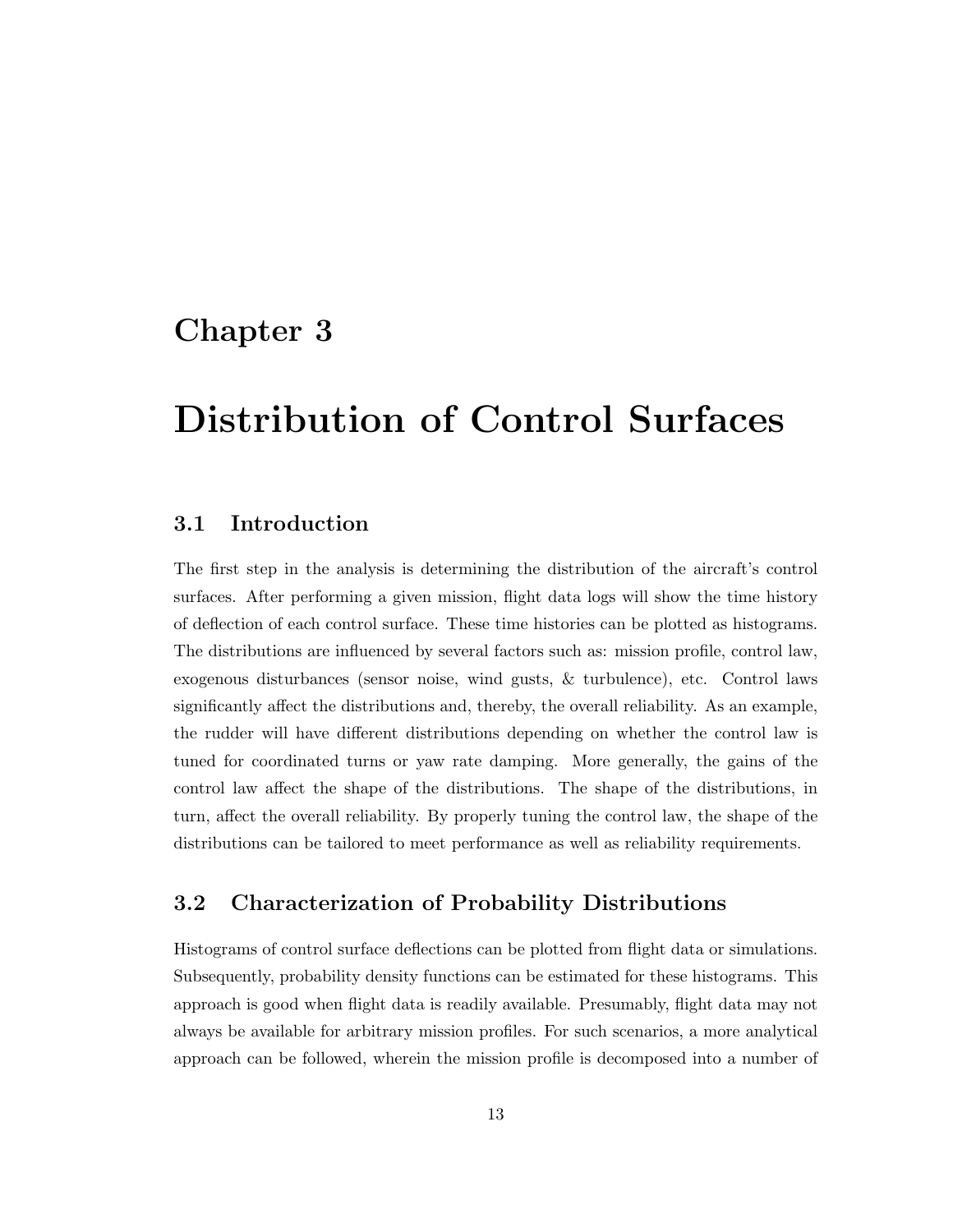# Chapter 3

# Distribution of Control Surfaces

## 3.1 Introduction

The first step in the analysis is determining the distribution of the aircraft's control surfaces. After performing a given mission, flight data logs will show the time history of deflection of each control surface. These time histories can be plotted as histograms. The distributions are influenced by several factors such as: mission profile, control law, exogenous disturbances (sensor noise, wind gusts, & turbulence), etc. Control laws significantly affect the distributions and, thereby, the overall reliability. As an example, the rudder will have different distributions depending on whether the control law is tuned for coordinated turns or yaw rate damping. More generally, the gains of the control law affect the shape of the distributions. The shape of the distributions, in turn, affect the overall reliability. By properly tuning the control law, the shape of the distributions can be tailored to meet performance as well as reliability requirements.

## 3.2 Characterization of Probability Distributions

Histograms of control surface deflections can be plotted from flight data or simulations. Subsequently, probability density functions can be estimated for these histograms. This approach is good when flight data is readily available. Presumably, flight data may not always be available for arbitrary mission profiles. For such scenarios, a more analytical approach can be followed, wherein the mission profile is decomposed into a number of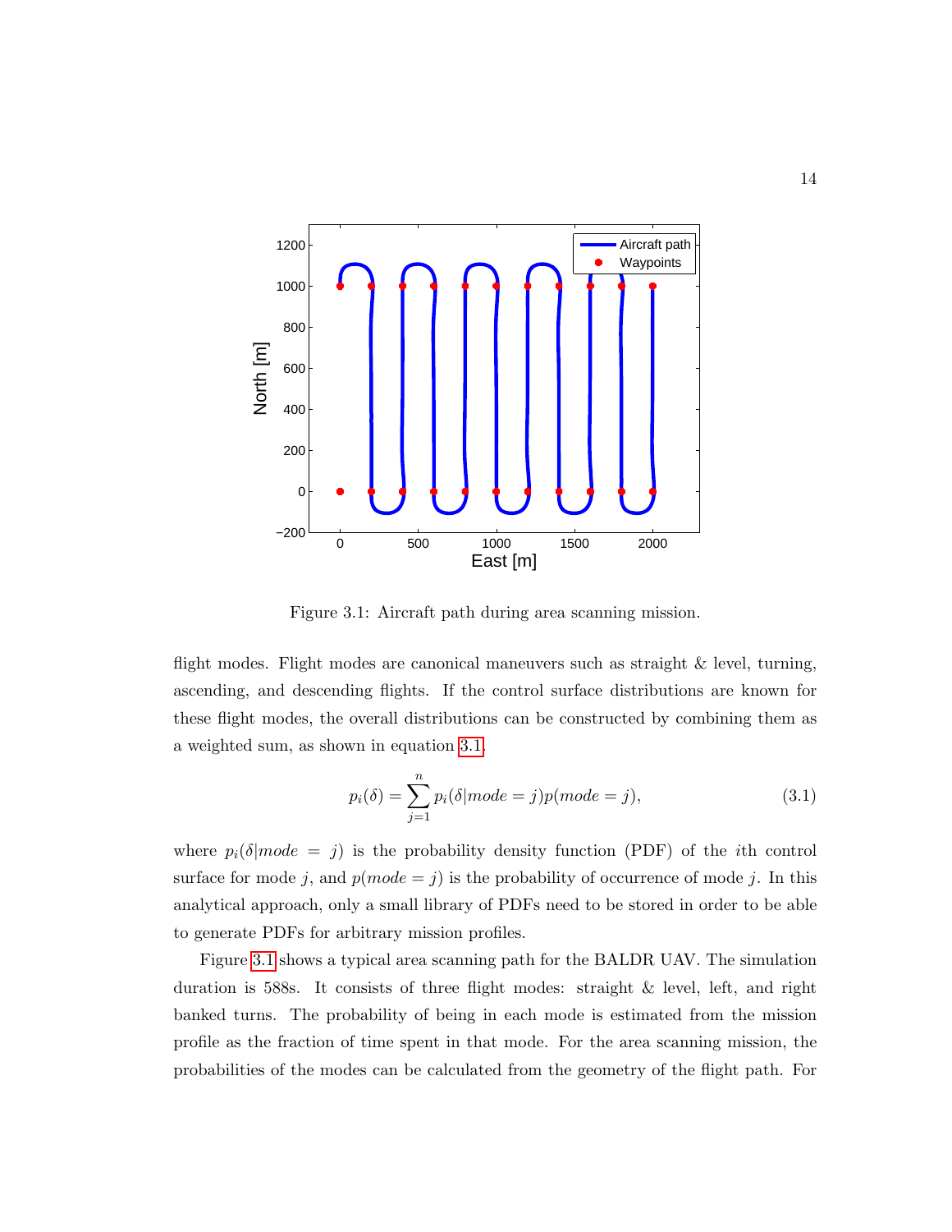Figure 3.1: Aircraft path during area scanning mission.

flight modes. Flight modes are canonical maneuvers such as straight & level, turning, ascending, and descending flights. If the control surface distributions are known for these flight modes, the overall distributions can be constructed by combining them as a weighted sum, as shown in equation 3.1.

$$p_i(\delta) = \sum_{j=1}^{n} p_i(\delta | mode = j) p(mode = j), \tag{3.1}$$

where $p_i(\delta | mode = j)$ is the probability density function (PDF) of the $i$th control surface for mode $j$, and $p(mode = j)$ is the probability of occurrence of mode $j$. In this analytical approach, only a small library of PDFs need to be stored in order to be able to generate PDFs for arbitrary mission profiles.

Figure 3.1 shows a typical area scanning path for the BALDR UAV. The simulation duration is 588s. It consists of three flight modes: straight & level, left, and right banked turns. The probability of being in each mode is estimated from the mission profile as the fraction of time spent in that mode. For the area scanning mission, the probabilities of the modes can be calculated from the geometry of the flight path. For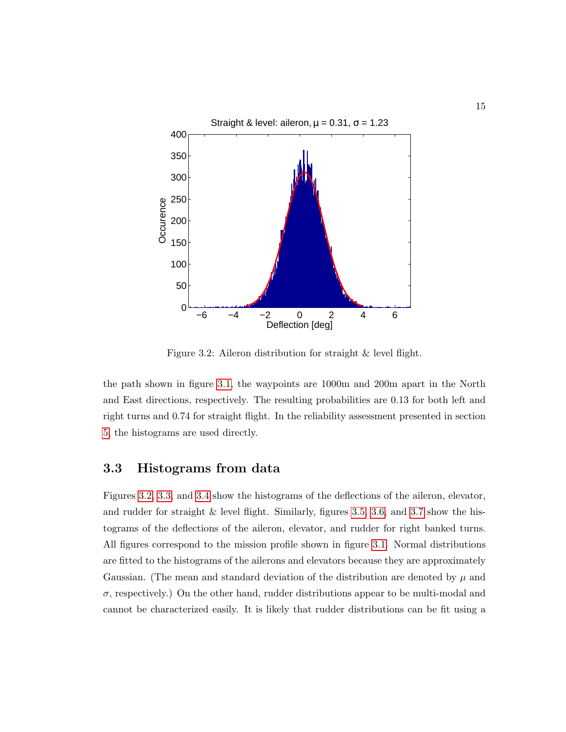Figure 3.2: Aileron distribution for straight & level flight.

the path shown in figure 3.1, the waypoints are 1000m and 200m apart in the North and East directions, respectively. The resulting probabilities are 0.13 for both left and right turns and 0.74 for straight flight. In the reliability assessment presented in section 5, the histograms are used directly.

## 3.3 Histograms from data

Figures 3.2, 3.3, and 3.4 show the histograms of the deflections of the aileron, elevator, and rudder for straight & level flight. Similarly, figures 3.5, 3.6, and 3.7 show the histograms of the deflections of the aileron, elevator, and rudder for right banked turns. All figures correspond to the mission profile shown in figure 3.1. Normal distributions are fitted to the histograms of the ailerons and elevators because they are approximately Gaussian. (The mean and standard deviation of the distribution are denoted by $\mu$ and $\sigma$, respectively.) On the other hand, rudder distributions appear to be multi-modal and cannot be characterized easily. It is likely that rudder distributions can be fit using a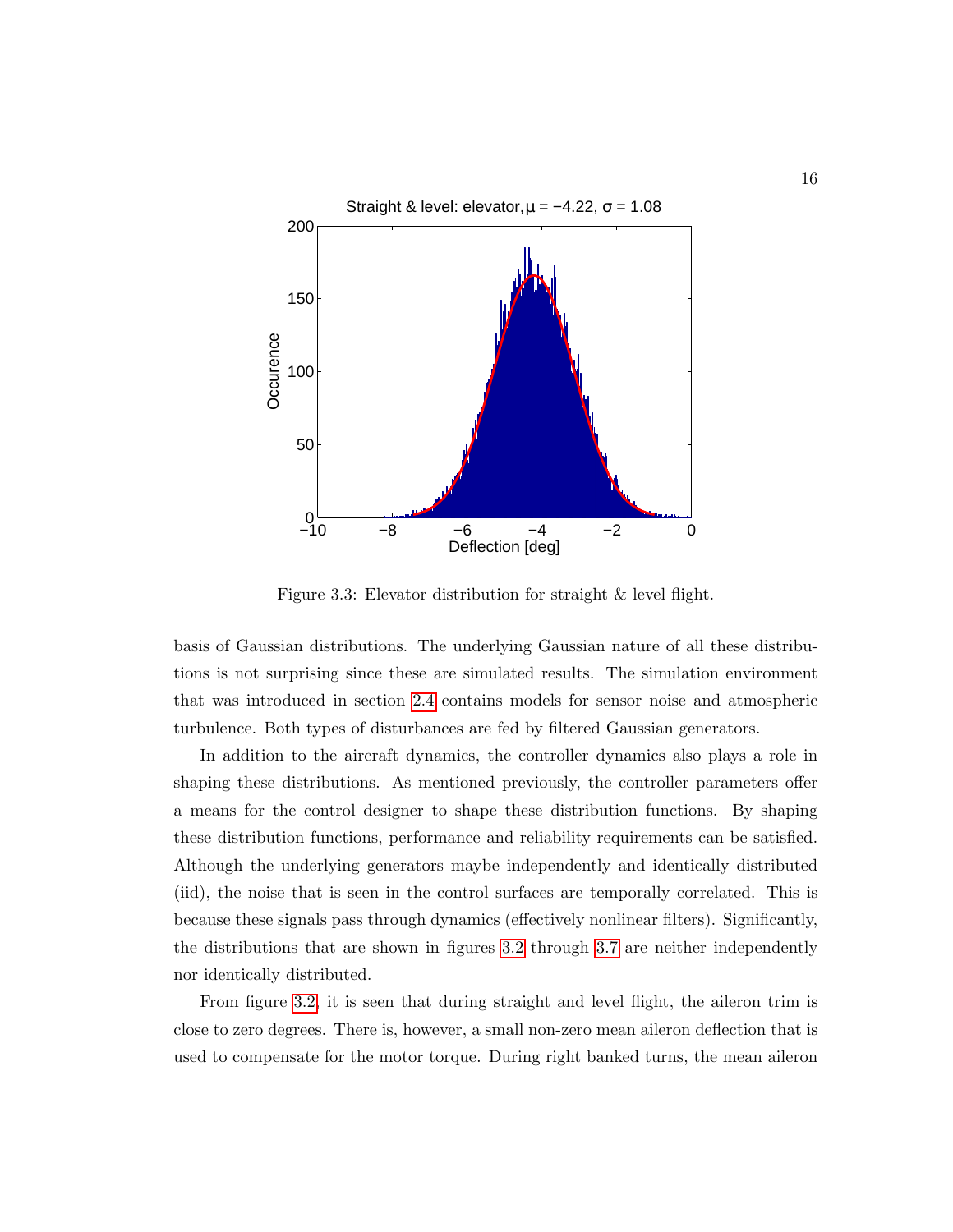Figure 3.3: Elevator distribution for straight & level flight.

basis of Gaussian distributions. The underlying Gaussian nature of all these distributions is not surprising since these are simulated results. The simulation environment that was introduced in section 2.4 contains models for sensor noise and atmospheric turbulence. Both types of disturbances are fed by filtered Gaussian generators.

In addition to the aircraft dynamics, the controller dynamics also plays a role in shaping these distributions. As mentioned previously, the controller parameters offer a means for the control designer to shape these distribution functions. By shaping these distribution functions, performance and reliability requirements can be satisfied. Although the underlying generators maybe independently and identically distributed (iid), the noise that is seen in the control surfaces are temporally correlated. This is because these signals pass through dynamics (effectively nonlinear filters). Significantly, the distributions that are shown in figures 3.2 through 3.7 are neither independently nor identically distributed.

From figure 3.2, it is seen that during straight and level flight, the aileron trim is close to zero degrees. There is, however, a small non-zero mean aileron deflection that is used to compensate for the motor torque. During right banked turns, the mean aileron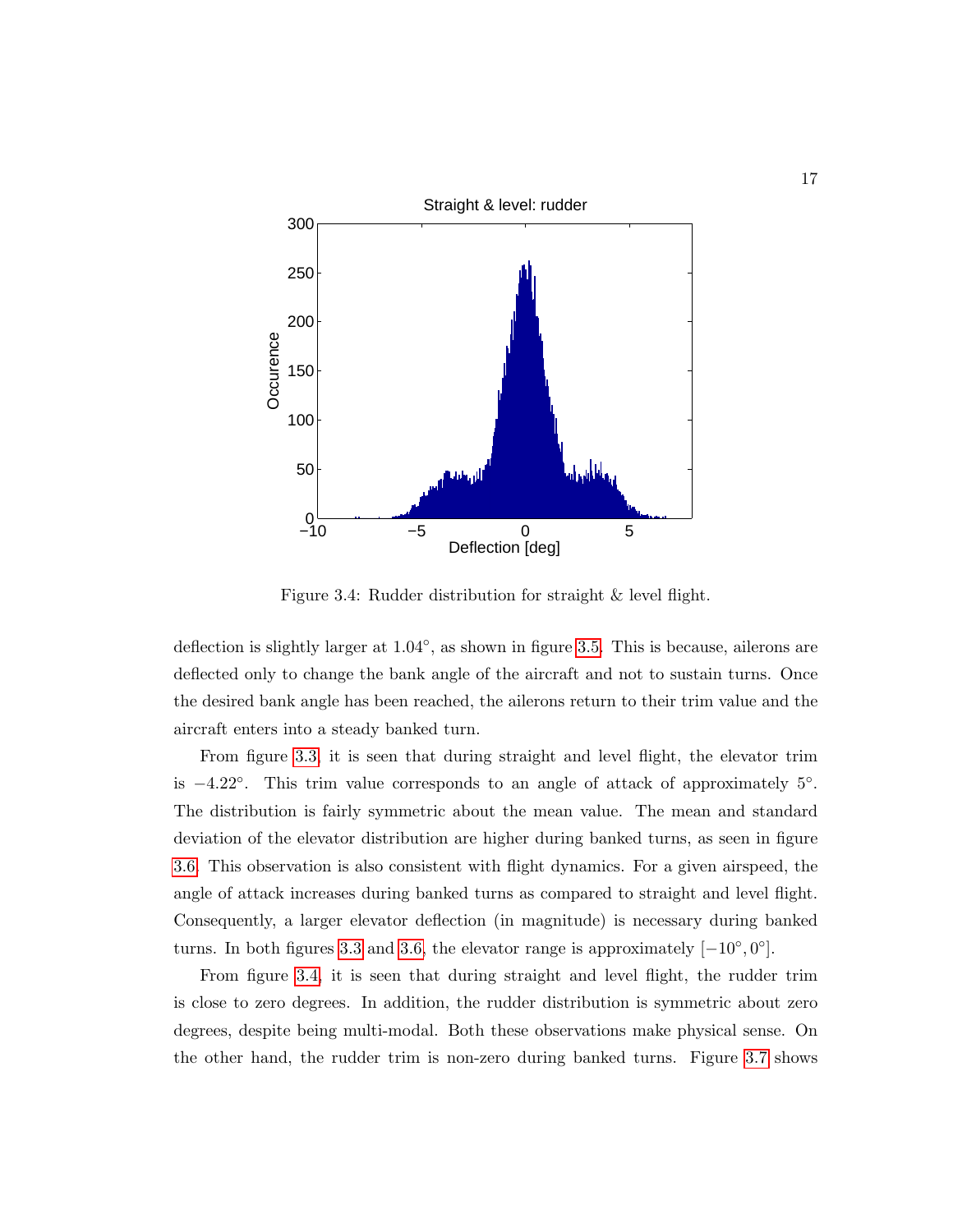Figure 3.4: Rudder distribution for straight & level flight.

deflection is slightly larger at $1.04^{\circ}$, as shown in figure 3.5. This is because, ailerons are deflected only to change the bank angle of the aircraft and not to sustain turns. Once the desired bank angle has been reached, the ailerons return to their trim value and the aircraft enters into a steady banked turn.

From figure 3.3, it is seen that during straight and level flight, the elevator trim is $-4.22^{\circ}$. This trim value corresponds to an angle of attack of approximately $5^{\circ}$. The distribution is fairly symmetric about the mean value. The mean and standard deviation of the elevator distribution are higher during banked turns, as seen in figure 3.6. This observation is also consistent with flight dynamics. For a given airspeed, the angle of attack increases during banked turns as compared to straight and level flight. Consequently, a larger elevator deflection (in magnitude) is necessary during banked turns. In both figures 3.3 and 3.6, the elevator range is approximately $[-10^{\circ}, 0^{\circ}]$.

From figure 3.4, it is seen that during straight and level flight, the rudder trim is close to zero degrees. In addition, the rudder distribution is symmetric about zero degrees, despite being multi-modal. Both these observations make physical sense. On the other hand, the rudder trim is non-zero during banked turns. Figure 3.7 shows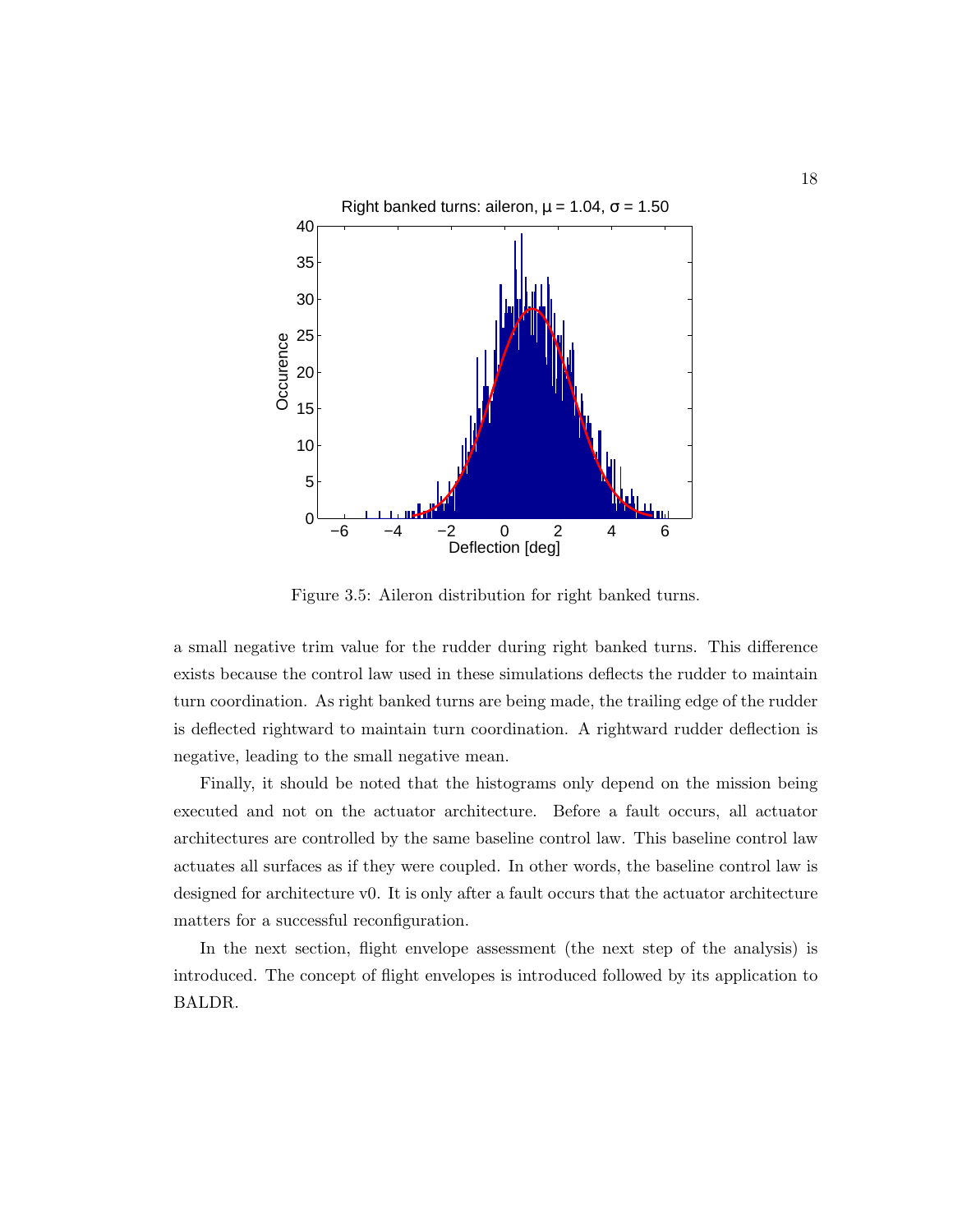Figure 3.5: Aileron distribution for right banked turns.

a small negative trim value for the rudder during right banked turns. This difference exists because the control law used in these simulations deflects the rudder to maintain turn coordination. As right banked turns are being made, the trailing edge of the rudder is deflected rightward to maintain turn coordination. A rightward rudder deflection is negative, leading to the small negative mean.

Finally, it should be noted that the histograms only depend on the mission being executed and not on the actuator architecture. Before a fault occurs, all actuator architectures are controlled by the same baseline control law. This baseline control law actuates all surfaces as if they were coupled. In other words, the baseline control law is designed for architecture v0. It is only after a fault occurs that the actuator architecture matters for a successful reconfiguration.

In the next section, flight envelope assessment (the next step of the analysis) is introduced. The concept of flight envelopes is introduced followed by its application to BALDR.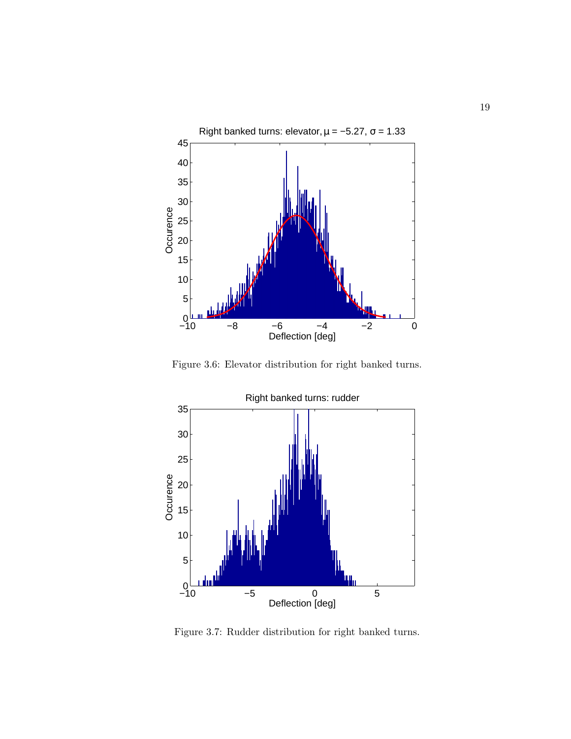Figure 3.6: Elevator distribution for right banked turns.

Figure 3.7: Rudder distribution for right banked turns.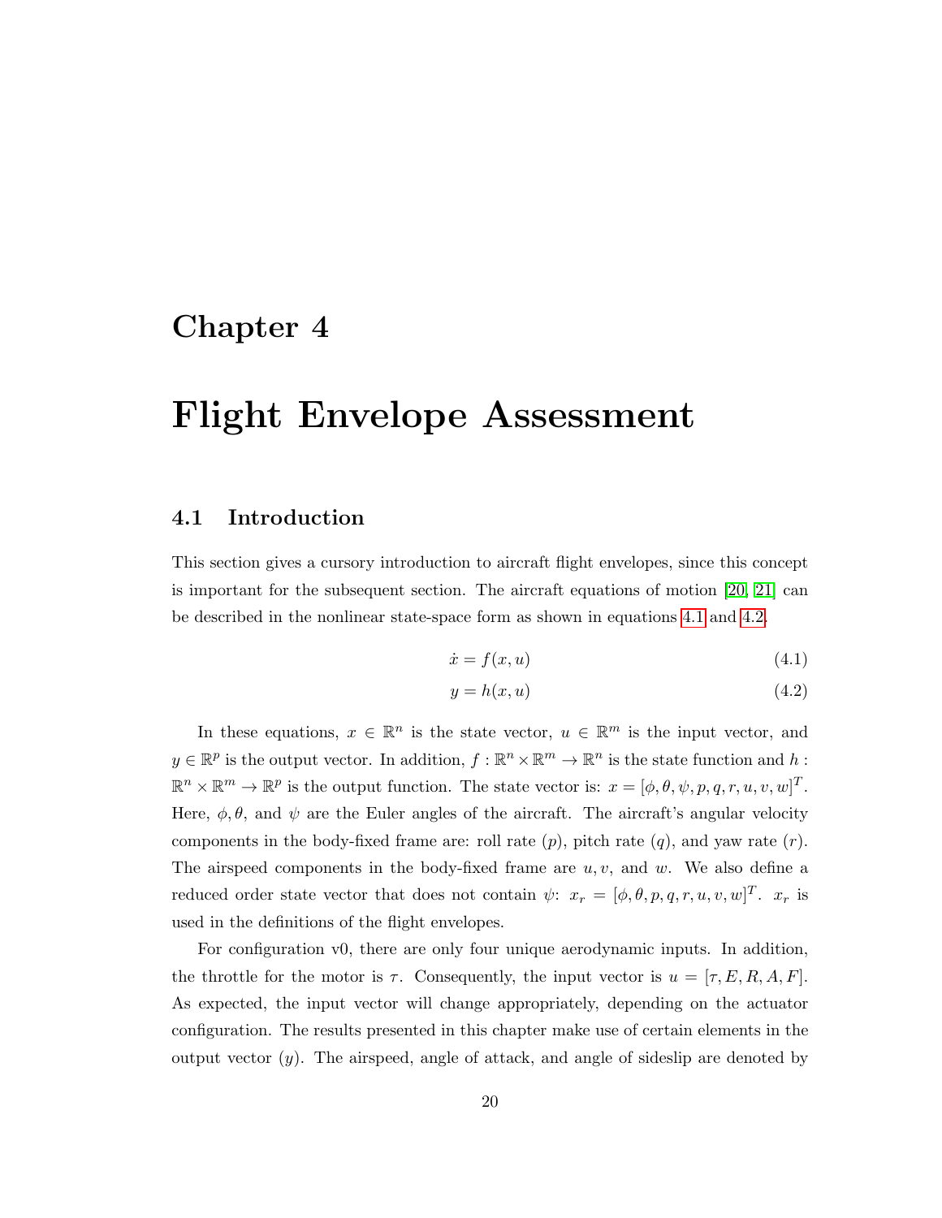# Chapter 4

# Flight Envelope Assessment

## 4.1 Introduction

This section gives a cursory introduction to aircraft flight envelopes, since this concept is important for the subsequent section. The aircraft equations of motion [20, 21] can be described in the nonlinear state-space form as shown in equations 4.1 and 4.2.

$$\dot{x} = f(x, u) \tag{4.1}$$

$$y = h(x, u) \tag{4.2}$$

In these equations, $x \in \mathbb{R}^n$ is the state vector, $u \in \mathbb{R}^m$ is the input vector, and $y \in \mathbb{R}^p$ is the output vector. In addition, $f : \mathbb{R}^n \times \mathbb{R}^m \to \mathbb{R}^n$ is the state function and $h : \mathbb{R}^n \times \mathbb{R}^m \to \mathbb{R}^p$ is the output function. The state vector is: $x = [\phi, \theta, \psi, p, q, r, u, v, w]^T$. Here, $\phi, \theta$, and $\psi$ are the Euler angles of the aircraft. The aircraft's angular velocity components in the body-fixed frame are: roll rate ($p$), pitch rate ($q$), and yaw rate ($r$). The airspeed components in the body-fixed frame are $u, v$, and $w$. We also define a reduced order state vector that does not contain $\psi$: $x_r = [\phi, \theta, p, q, r, u, v, w]^T$. $x_r$ is used in the definitions of the flight envelopes.

For configuration v0, there are only four unique aerodynamic inputs. In addition, the throttle for the motor is $\tau$. Consequently, the input vector is $u = [\tau, E, R, A, F]$. As expected, the input vector will change appropriately, depending on the actuator configuration. The results presented in this chapter make use of certain elements in the output vector ($y$). The airspeed, angle of attack, and angle of sideslip are denoted by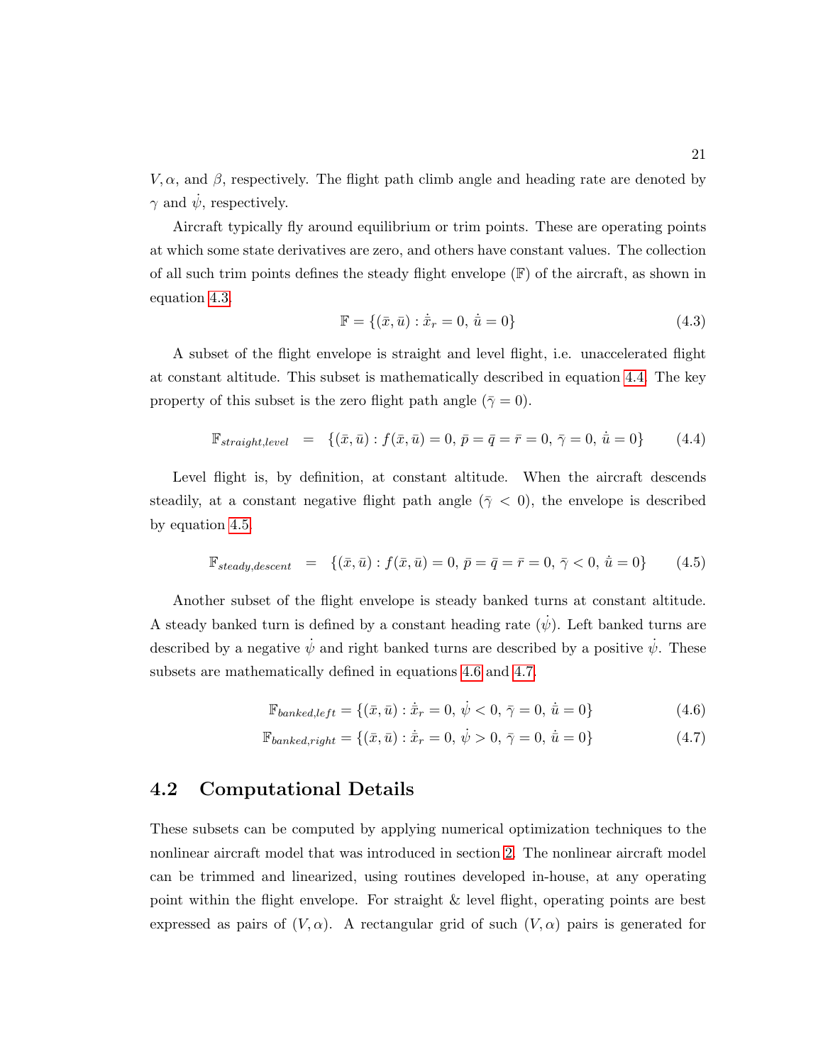$V, \alpha$, and $\beta$, respectively. The flight path climb angle and heading rate are denoted by $\gamma$ and $\dot{\psi}$, respectively.

Aircraft typically fly around equilibrium or trim points. These are operating points at which some state derivatives are zero, and others have constant values. The collection of all such trim points defines the steady flight envelope ($\mathbb{F}$) of the aircraft, as shown in equation 4.3.

$$\mathbb{F} = \{(\bar{x}, \bar{u}) : \dot{\bar{x}}_r = 0,\, \dot{\bar{u}} = 0\} \tag{4.3}$$

A subset of the flight envelope is straight and level flight, i.e. unaccelerated flight at constant altitude. This subset is mathematically described in equation 4.4. The key property of this subset is the zero flight path angle ($\bar{\gamma} = 0$).

$$\mathbb{F}_{straight,level} \;\; = \;\; \{(\bar{x}, \bar{u}) : f(\bar{x}, \bar{u}) = 0,\, \bar{p} = \bar{q} = \bar{r} = 0,\, \bar{\gamma} = 0,\, \dot{\bar{u}} = 0\} \tag{4.4}$$

Level flight is, by definition, at constant altitude. When the aircraft descends steadily, at a constant negative flight path angle ($\bar{\gamma} < 0$), the envelope is described by equation 4.5.

$$\mathbb{F}_{steady,descent} \;\; = \;\; \{(\bar{x}, \bar{u}) : f(\bar{x}, \bar{u}) = 0,\, \bar{p} = \bar{q} = \bar{r} = 0,\, \bar{\gamma} < 0,\, \dot{\bar{u}} = 0\} \tag{4.5}$$

Another subset of the flight envelope is steady banked turns at constant altitude. A steady banked turn is defined by a constant heading rate ($\dot{\psi}$). Left banked turns are described by a negative $\dot{\psi}$ and right banked turns are described by a positive $\dot{\psi}$. These subsets are mathematically defined in equations 4.6 and 4.7.

$$\mathbb{F}_{banked,left} = \{(\bar{x}, \bar{u}) : \dot{\bar{x}}_r = 0,\, \dot{\psi} < 0,\, \bar{\gamma} = 0,\, \dot{\bar{u}} = 0\} \tag{4.6}$$

$$\mathbb{F}_{banked,right} = \{(\bar{x}, \bar{u}) : \dot{\bar{x}}_r = 0,\, \dot{\psi} > 0,\, \bar{\gamma} = 0,\, \dot{\bar{u}} = 0\} \tag{4.7}$$

## 4.2 Computational Details

These subsets can be computed by applying numerical optimization techniques to the nonlinear aircraft model that was introduced in section 2. The nonlinear aircraft model can be trimmed and linearized, using routines developed in-house, at any operating point within the flight envelope. For straight & level flight, operating points are best expressed as pairs of $(V, \alpha)$. A rectangular grid of such $(V, \alpha)$ pairs is generated for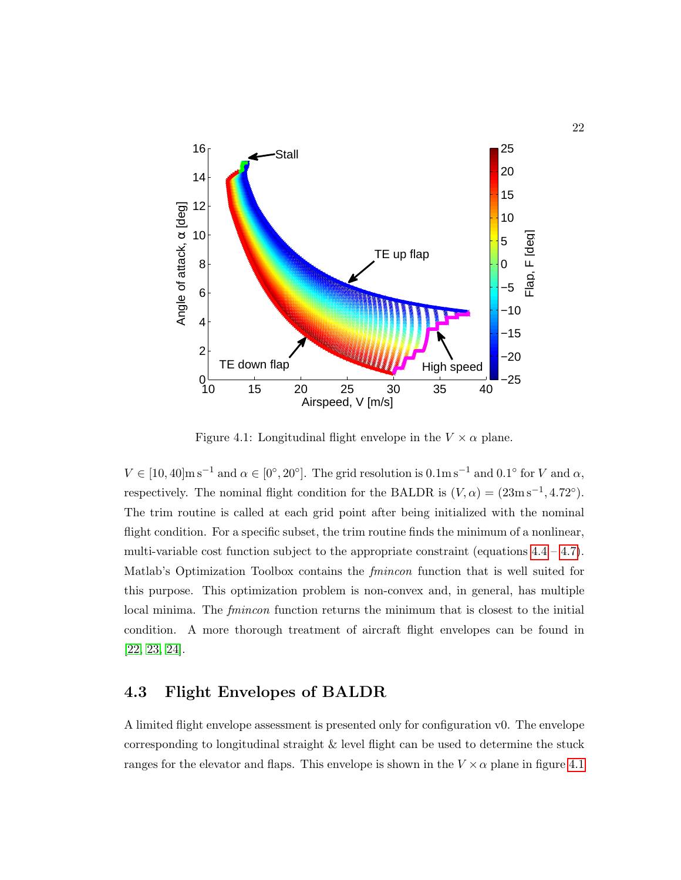Figure 4.1: Longitudinal flight envelope in the $V \times \alpha$ plane.

$V \in [10, 40]\mathrm{m\,s^{-1}}$ and $\alpha \in [0°, 20°]$. The grid resolution is $0.1\mathrm{m\,s^{-1}}$ and $0.1°$ for $V$ and $\alpha$, respectively. The nominal flight condition for the BALDR is $(V, \alpha) = (23\mathrm{m\,s^{-1}}, 4.72°)$. The trim routine is called at each grid point after being initialized with the nominal flight condition. For a specific subset, the trim routine finds the minimum of a nonlinear, multi-variable cost function subject to the appropriate constraint (equations 4.4 – 4.7). Matlab's Optimization Toolbox contains the *fmincon* function that is well suited for this purpose. This optimization problem is non-convex and, in general, has multiple local minima. The *fmincon* function returns the minimum that is closest to the initial condition. A more thorough treatment of aircraft flight envelopes can be found in [22, 23, 24].

## 4.3 Flight Envelopes of BALDR

A limited flight envelope assessment is presented only for configuration v0. The envelope corresponding to longitudinal straight & level flight can be used to determine the stuck ranges for the elevator and flaps. This envelope is shown in the $V \times \alpha$ plane in figure 4.1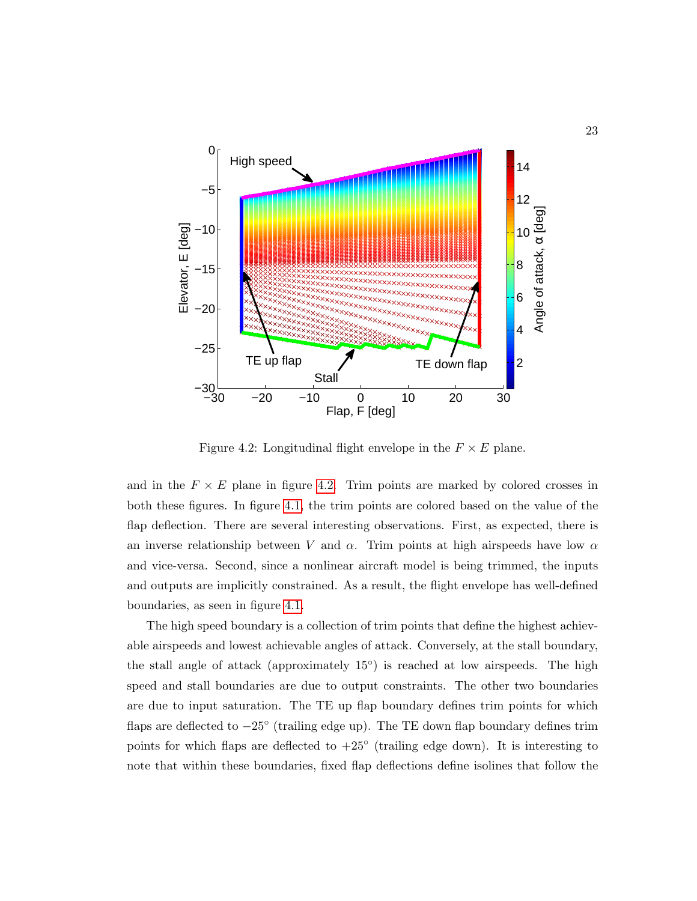Figure 4.2: Longitudinal flight envelope in the $F \times E$ plane.

and in the $F \times E$ plane in figure 4.2. Trim points are marked by colored crosses in both these figures. In figure 4.1, the trim points are colored based on the value of the flap deflection. There are several interesting observations. First, as expected, there is an inverse relationship between $V$ and $\alpha$. Trim points at high airspeeds have low $\alpha$ and vice-versa. Second, since a nonlinear aircraft model is being trimmed, the inputs and outputs are implicitly constrained. As a result, the flight envelope has well-defined boundaries, as seen in figure 4.1.

The high speed boundary is a collection of trim points that define the highest achievable airspeeds and lowest achievable angles of attack. Conversely, at the stall boundary, the stall angle of attack (approximately $15^\circ$) is reached at low airspeeds. The high speed and stall boundaries are due to output constraints. The other two boundaries are due to input saturation. The TE up flap boundary defines trim points for which flaps are deflected to $-25^\circ$ (trailing edge up). The TE down flap boundary defines trim points for which flaps are deflected to $+25^\circ$ (trailing edge down). It is interesting to note that within these boundaries, fixed flap deflections define isolines that follow the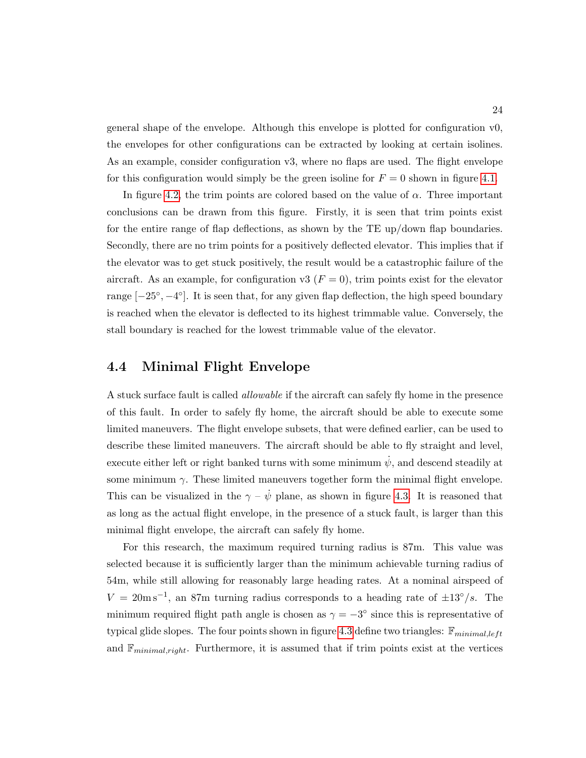general shape of the envelope. Although this envelope is plotted for configuration v0, the envelopes for other configurations can be extracted by looking at certain isolines. As an example, consider configuration v3, where no flaps are used. The flight envelope for this configuration would simply be the green isoline for $F = 0$ shown in figure 4.1.

In figure 4.2, the trim points are colored based on the value of $\alpha$. Three important conclusions can be drawn from this figure. Firstly, it is seen that trim points exist for the entire range of flap deflections, as shown by the TE up/down flap boundaries. Secondly, there are no trim points for a positively deflected elevator. This implies that if the elevator was to get stuck positively, the result would be a catastrophic failure of the aircraft. As an example, for configuration v3 ($F = 0$), trim points exist for the elevator range $[-25°, -4°]$. It is seen that, for any given flap deflection, the high speed boundary is reached when the elevator is deflected to its highest trimmable value. Conversely, the stall boundary is reached for the lowest trimmable value of the elevator.

## 4.4 Minimal Flight Envelope

A stuck surface fault is called *allowable* if the aircraft can safely fly home in the presence of this fault. In order to safely fly home, the aircraft should be able to execute some limited maneuvers. The flight envelope subsets, that were defined earlier, can be used to describe these limited maneuvers. The aircraft should be able to fly straight and level, execute either left or right banked turns with some minimum $\dot{\psi}$, and descend steadily at some minimum $\gamma$. These limited maneuvers together form the minimal flight envelope. This can be visualized in the $\gamma$ – $\dot{\psi}$ plane, as shown in figure 4.3. It is reasoned that as long as the actual flight envelope, in the presence of a stuck fault, is larger than this minimal flight envelope, the aircraft can safely fly home.

For this research, the maximum required turning radius is 87m. This value was selected because it is sufficiently larger than the minimum achievable turning radius of 54m, while still allowing for reasonably large heading rates. At a nominal airspeed of $V = 20\,\mathrm{m\,s^{-1}}$, an 87m turning radius corresponds to a heading rate of $\pm 13°/s$. The minimum required flight path angle is chosen as $\gamma = -3°$ since this is representative of typical glide slopes. The four points shown in figure 4.3 define two triangles: $\mathbb{F}_{minimal,left}$ and $\mathbb{F}_{minimal,right}$. Furthermore, it is assumed that if trim points exist at the vertices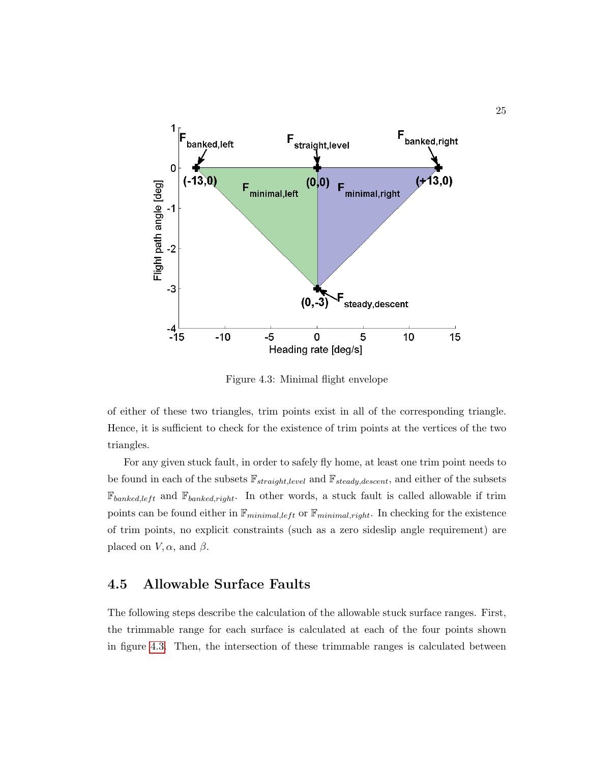Figure 4.3: Minimal flight envelope

of either of these two triangles, trim points exist in all of the corresponding triangle. Hence, it is sufficient to check for the existence of trim points at the vertices of the two triangles.

For any given stuck fault, in order to safely fly home, at least one trim point needs to be found in each of the subsets $\mathbb{F}_{straight,level}$ and $\mathbb{F}_{steady,descent}$, and either of the subsets $\mathbb{F}_{banked,left}$ and $\mathbb{F}_{banked,right}$. In other words, a stuck fault is called allowable if trim points can be found either in $\mathbb{F}_{minimal,left}$ or $\mathbb{F}_{minimal,right}$. In checking for the existence of trim points, no explicit constraints (such as a zero sideslip angle requirement) are placed on $V, \alpha$, and $\beta$.

## 4.5 Allowable Surface Faults

The following steps describe the calculation of the allowable stuck surface ranges. First, the trimmable range for each surface is calculated at each of the four points shown in figure 4.3. Then, the intersection of these trimmable ranges is calculated between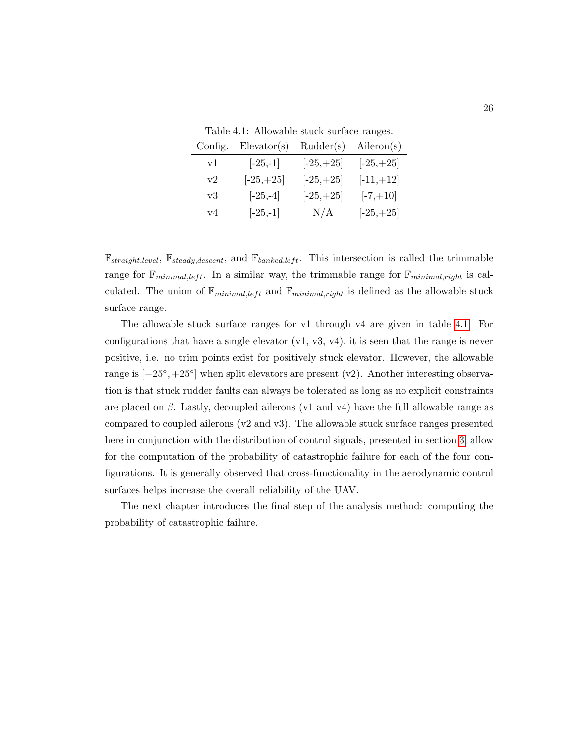Table 4.1: Allowable stuck surface ranges.

| Config. | Elevator(s) | Rudder(s) | Aileron(s) |
| --- | --- | --- | --- |
| v1 | [-25,-1] | [-25,+25] | [-25,+25] |
| v2 | [-25,+25] | [-25,+25] | [-11,+12] |
| v3 | [-25,-4] | [-25,+25] | [-7,+10] |
| v4 | [-25,-1] | N/A | [-25,+25] |

$\mathbb{F}_{straight,level}$, $\mathbb{F}_{steady,descent}$, and $\mathbb{F}_{banked,left}$. This intersection is called the trimmable range for $\mathbb{F}_{minimal,left}$. In a similar way, the trimmable range for $\mathbb{F}_{minimal,right}$ is calculated. The union of $\mathbb{F}_{minimal,left}$ and $\mathbb{F}_{minimal,right}$ is defined as the allowable stuck surface range.

The allowable stuck surface ranges for v1 through v4 are given in table 4.1. For configurations that have a single elevator (v1, v3, v4), it is seen that the range is never positive, i.e. no trim points exist for positively stuck elevator. However, the allowable range is $[-25°, +25°]$ when split elevators are present (v2). Another interesting observation is that stuck rudder faults can always be tolerated as long as no explicit constraints are placed on $\beta$. Lastly, decoupled ailerons (v1 and v4) have the full allowable range as compared to coupled ailerons (v2 and v3). The allowable stuck surface ranges presented here in conjunction with the distribution of control signals, presented in section 3, allow for the computation of the probability of catastrophic failure for each of the four configurations. It is generally observed that cross-functionality in the aerodynamic control surfaces helps increase the overall reliability of the UAV.

The next chapter introduces the final step of the analysis method: computing the probability of catastrophic failure.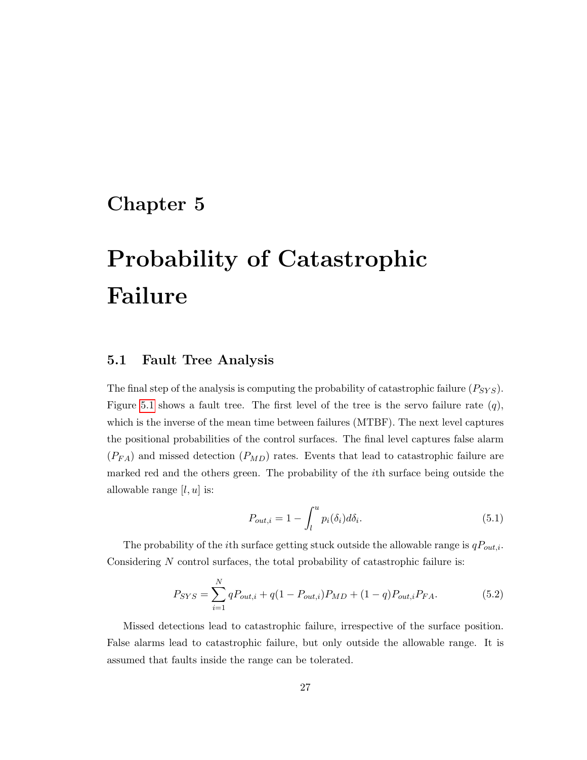# Chapter 5

# Probability of Catastrophic Failure

## 5.1 Fault Tree Analysis

The final step of the analysis is computing the probability of catastrophic failure ($P_{SYS}$). Figure 5.1 shows a fault tree. The first level of the tree is the servo failure rate ($q$), which is the inverse of the mean time between failures (MTBF). The next level captures the positional probabilities of the control surfaces. The final level captures false alarm ($P_{FA}$) and missed detection ($P_{MD}$) rates. Events that lead to catastrophic failure are marked red and the others green. The probability of the $i$th surface being outside the allowable range $[l, u]$ is:

$$P_{out,i} = 1 - \int_{l}^{u} p_i(\delta_i) d\delta_i. \tag{5.1}$$

The probability of the $i$th surface getting stuck outside the allowable range is $qP_{out,i}$. Considering $N$ control surfaces, the total probability of catastrophic failure is:

$$P_{SYS} = \sum_{i=1}^{N} qP_{out,i} + q(1 - P_{out,i})P_{MD} + (1 - q)P_{out,i}P_{FA}. \tag{5.2}$$

Missed detections lead to catastrophic failure, irrespective of the surface position. False alarms lead to catastrophic failure, but only outside the allowable range. It is assumed that faults inside the range can be tolerated.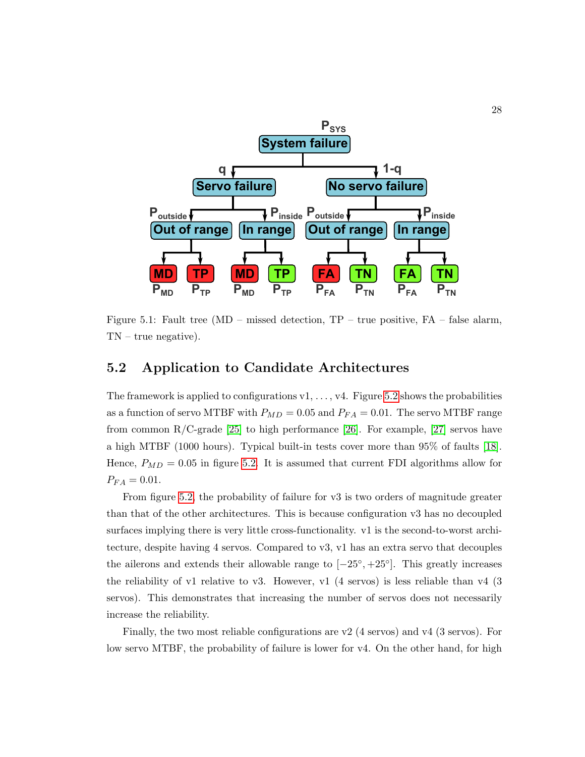Figure 5.1: Fault tree (MD – missed detection, TP – true positive, FA – false alarm, TN – true negative).

## 5.2 Application to Candidate Architectures

The framework is applied to configurations v1, . . . , v4. Figure 5.2 shows the probabilities as a function of servo MTBF with $P_{MD} = 0.05$ and $P_{FA} = 0.01$. The servo MTBF range from common R/C-grade [25] to high performance [26]. For example, [27] servos have a high MTBF (1000 hours). Typical built-in tests cover more than 95% of faults [18]. Hence, $P_{MD} = 0.05$ in figure 5.2. It is assumed that current FDI algorithms allow for $P_{FA} = 0.01$.

From figure 5.2, the probability of failure for v3 is two orders of magnitude greater than that of the other architectures. This is because configuration v3 has no decoupled surfaces implying there is very little cross-functionality. v1 is the second-to-worst architecture, despite having 4 servos. Compared to v3, v1 has an extra servo that decouples the ailerons and extends their allowable range to $[-25°, +25°]$. This greatly increases the reliability of v1 relative to v3. However, v1 (4 servos) is less reliable than v4 (3 servos). This demonstrates that increasing the number of servos does not necessarily increase the reliability.

Finally, the two most reliable configurations are v2 (4 servos) and v4 (3 servos). For low servo MTBF, the probability of failure is lower for v4. On the other hand, for high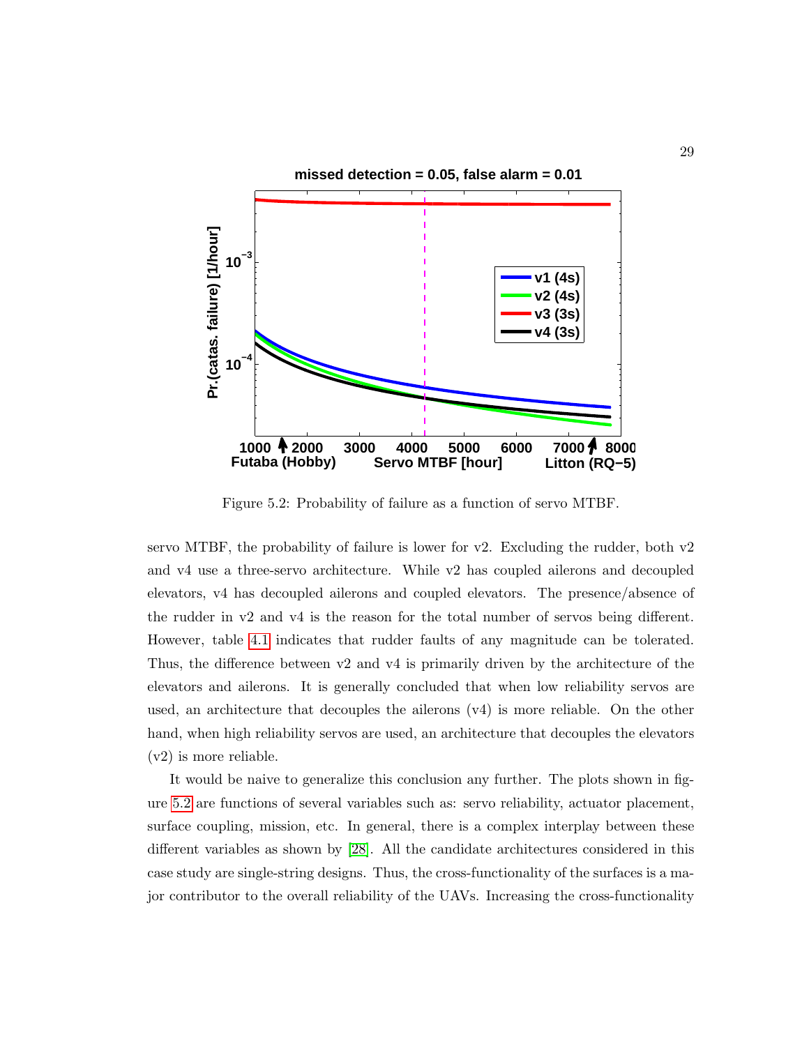Figure 5.2: Probability of failure as a function of servo MTBF.

servo MTBF, the probability of failure is lower for v2. Excluding the rudder, both v2 and v4 use a three-servo architecture. While v2 has coupled ailerons and decoupled elevators, v4 has decoupled ailerons and coupled elevators. The presence/absence of the rudder in v2 and v4 is the reason for the total number of servos being different. However, table 4.1 indicates that rudder faults of any magnitude can be tolerated. Thus, the difference between v2 and v4 is primarily driven by the architecture of the elevators and ailerons. It is generally concluded that when low reliability servos are used, an architecture that decouples the ailerons (v4) is more reliable. On the other hand, when high reliability servos are used, an architecture that decouples the elevators (v2) is more reliable.

It would be naive to generalize this conclusion any further. The plots shown in figure 5.2 are functions of several variables such as: servo reliability, actuator placement, surface coupling, mission, etc. In general, there is a complex interplay between these different variables as shown by [28]. All the candidate architectures considered in this case study are single-string designs. Thus, the cross-functionality of the surfaces is a major contributor to the overall reliability of the UAVs. Increasing the cross-functionality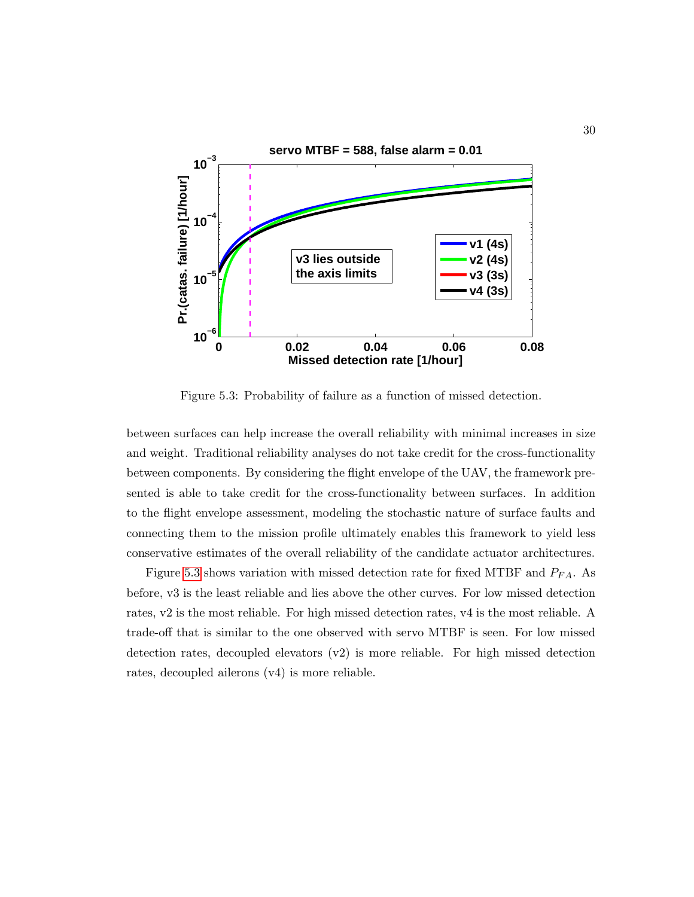Figure 5.3: Probability of failure as a function of missed detection.

between surfaces can help increase the overall reliability with minimal increases in size and weight. Traditional reliability analyses do not take credit for the cross-functionality between components. By considering the flight envelope of the UAV, the framework presented is able to take credit for the cross-functionality between surfaces. In addition to the flight envelope assessment, modeling the stochastic nature of surface faults and connecting them to the mission profile ultimately enables this framework to yield less conservative estimates of the overall reliability of the candidate actuator architectures.

Figure 5.3 shows variation with missed detection rate for fixed MTBF and $P_{FA}$. As before, v3 is the least reliable and lies above the other curves. For low missed detection rates, v2 is the most reliable. For high missed detection rates, v4 is the most reliable. A trade-off that is similar to the one observed with servo MTBF is seen. For low missed detection rates, decoupled elevators (v2) is more reliable. For high missed detection rates, decoupled ailerons (v4) is more reliable.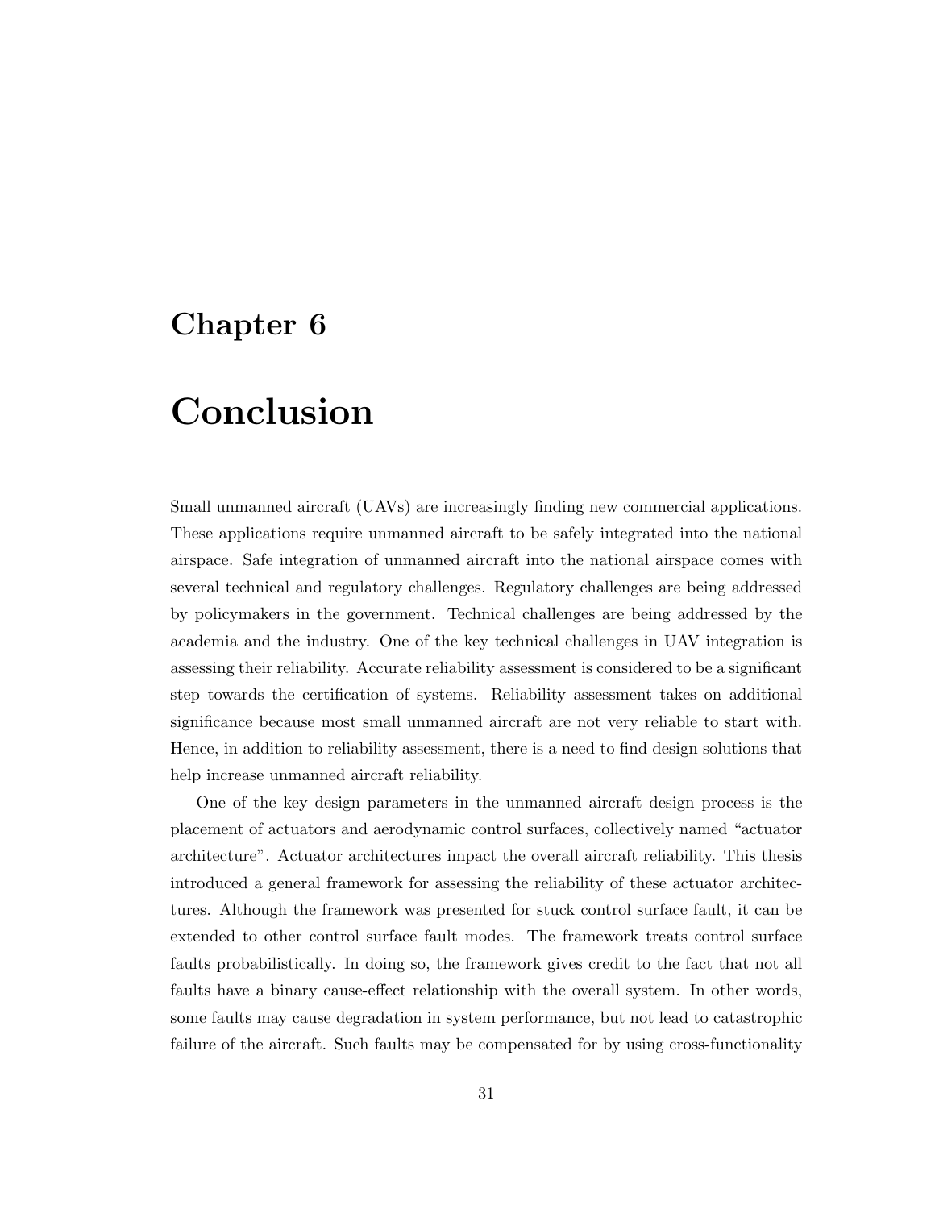# Chapter 6

# Conclusion

Small unmanned aircraft (UAVs) are increasingly finding new commercial applications. These applications require unmanned aircraft to be safely integrated into the national airspace. Safe integration of unmanned aircraft into the national airspace comes with several technical and regulatory challenges. Regulatory challenges are being addressed by policymakers in the government. Technical challenges are being addressed by the academia and the industry. One of the key technical challenges in UAV integration is assessing their reliability. Accurate reliability assessment is considered to be a significant step towards the certification of systems. Reliability assessment takes on additional significance because most small unmanned aircraft are not very reliable to start with. Hence, in addition to reliability assessment, there is a need to find design solutions that help increase unmanned aircraft reliability.

One of the key design parameters in the unmanned aircraft design process is the placement of actuators and aerodynamic control surfaces, collectively named "actuator architecture". Actuator architectures impact the overall aircraft reliability. This thesis introduced a general framework for assessing the reliability of these actuator architectures. Although the framework was presented for stuck control surface fault, it can be extended to other control surface fault modes. The framework treats control surface faults probabilistically. In doing so, the framework gives credit to the fact that not all faults have a binary cause-effect relationship with the overall system. In other words, some faults may cause degradation in system performance, but not lead to catastrophic failure of the aircraft. Such faults may be compensated for by using cross-functionality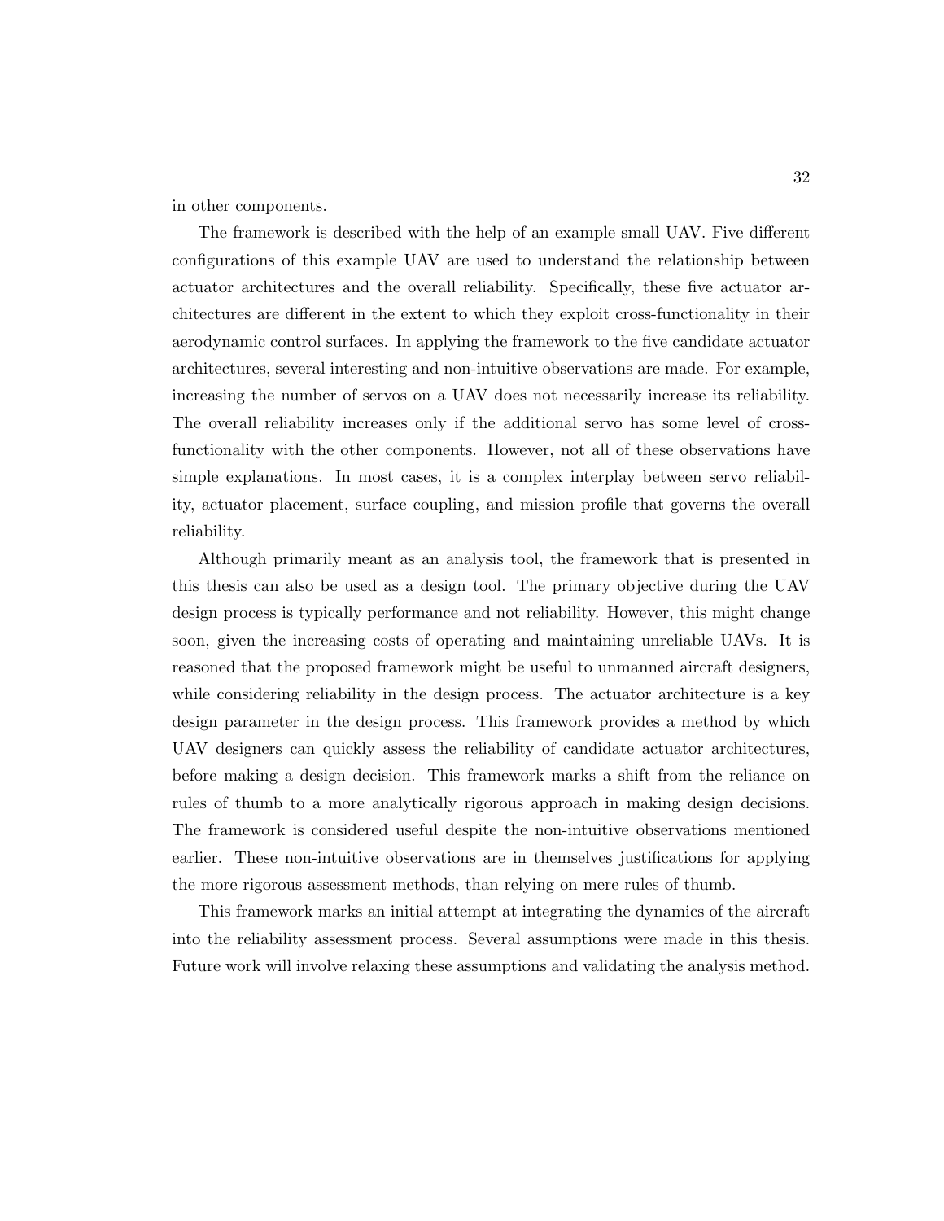in other components.

The framework is described with the help of an example small UAV. Five different configurations of this example UAV are used to understand the relationship between actuator architectures and the overall reliability. Specifically, these five actuator architectures are different in the extent to which they exploit cross-functionality in their aerodynamic control surfaces. In applying the framework to the five candidate actuator architectures, several interesting and non-intuitive observations are made. For example, increasing the number of servos on a UAV does not necessarily increase its reliability. The overall reliability increases only if the additional servo has some level of cross-functionality with the other components. However, not all of these observations have simple explanations. In most cases, it is a complex interplay between servo reliability, actuator placement, surface coupling, and mission profile that governs the overall reliability.

Although primarily meant as an analysis tool, the framework that is presented in this thesis can also be used as a design tool. The primary objective during the UAV design process is typically performance and not reliability. However, this might change soon, given the increasing costs of operating and maintaining unreliable UAVs. It is reasoned that the proposed framework might be useful to unmanned aircraft designers, while considering reliability in the design process. The actuator architecture is a key design parameter in the design process. This framework provides a method by which UAV designers can quickly assess the reliability of candidate actuator architectures, before making a design decision. This framework marks a shift from the reliance on rules of thumb to a more analytically rigorous approach in making design decisions. The framework is considered useful despite the non-intuitive observations mentioned earlier. These non-intuitive observations are in themselves justifications for applying the more rigorous assessment methods, than relying on mere rules of thumb.

This framework marks an initial attempt at integrating the dynamics of the aircraft into the reliability assessment process. Several assumptions were made in this thesis. Future work will involve relaxing these assumptions and validating the analysis method.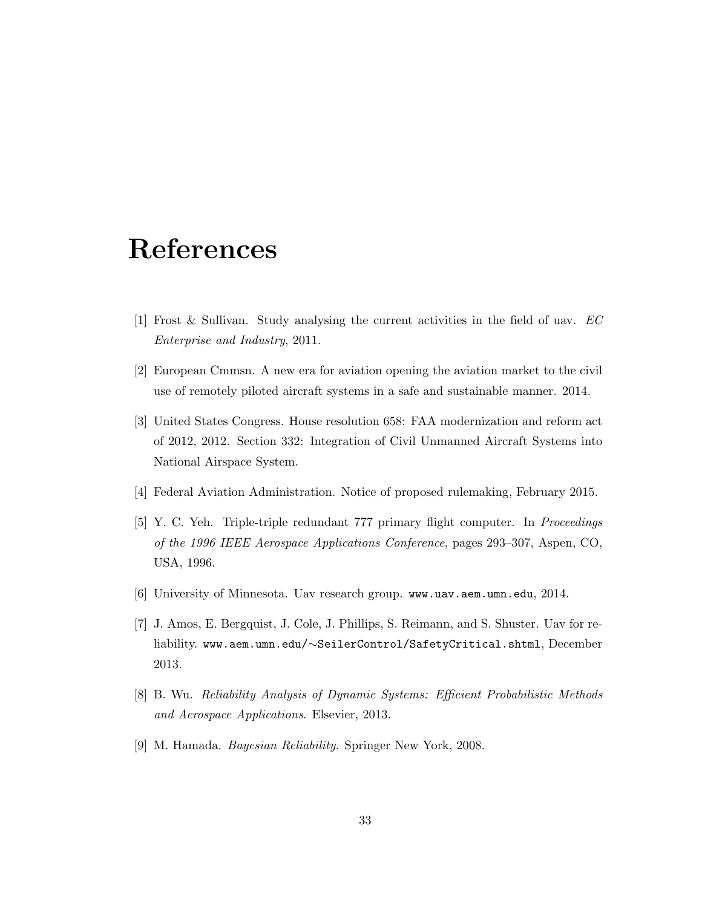# References

[1] Frost & Sullivan. Study analysing the current activities in the field of uav. *EC Enterprise and Industry*, 2011.

[2] European Cmmsn. A new era for aviation opening the aviation market to the civil use of remotely piloted aircraft systems in a safe and sustainable manner. 2014.

[3] United States Congress. House resolution 658: FAA modernization and reform act of 2012, 2012. Section 332: Integration of Civil Unmanned Aircraft Systems into National Airspace System.

[4] Federal Aviation Administration. Notice of proposed rulemaking, February 2015.

[5] Y. C. Yeh. Triple-triple redundant 777 primary flight computer. In *Proceedings of the 1996 IEEE Aerospace Applications Conference*, pages 293–307, Aspen, CO, USA, 1996.

[6] University of Minnesota. Uav research group. `www.uav.aem.umn.edu`, 2014.

[7] J. Amos, E. Bergquist, J. Cole, J. Phillips, S. Reimann, and S. Shuster. Uav for reliability. `www.aem.umn.edu/~SeilerControl/SafetyCritical.shtml`, December 2013.

[8] B. Wu. *Reliability Analysis of Dynamic Systems: Efficient Probabilistic Methods and Aerospace Applications*. Elsevier, 2013.

[9] M. Hamada. *Bayesian Reliability*. Springer New York, 2008.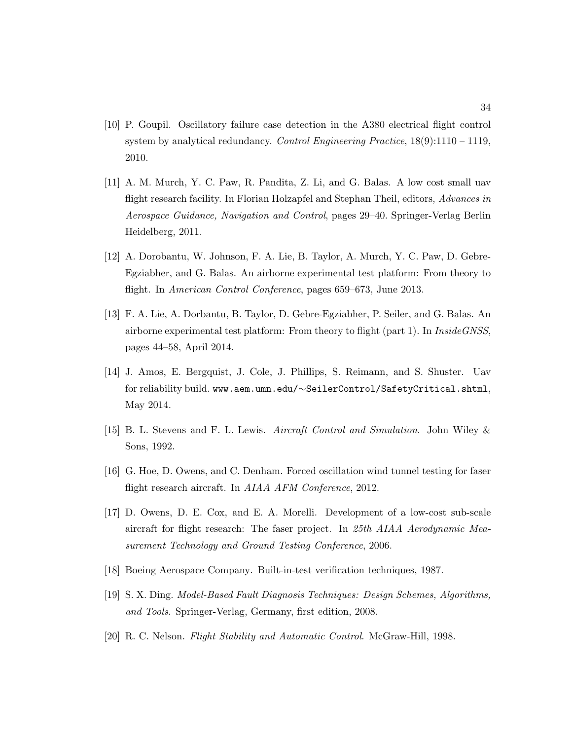[10] P. Goupil. Oscillatory failure case detection in the A380 electrical flight control system by analytical redundancy. *Control Engineering Practice*, 18(9):1110 – 1119, 2010.

[11] A. M. Murch, Y. C. Paw, R. Pandita, Z. Li, and G. Balas. A low cost small uav flight research facility. In Florian Holzapfel and Stephan Theil, editors, *Advances in Aerospace Guidance, Navigation and Control*, pages 29–40. Springer-Verlag Berlin Heidelberg, 2011.

[12] A. Dorobantu, W. Johnson, F. A. Lie, B. Taylor, A. Murch, Y. C. Paw, D. Gebre-Egziabher, and G. Balas. An airborne experimental test platform: From theory to flight. In *American Control Conference*, pages 659–673, June 2013.

[13] F. A. Lie, A. Dorbantu, B. Taylor, D. Gebre-Egziabher, P. Seiler, and G. Balas. An airborne experimental test platform: From theory to flight (part 1). In *InsideGNSS*, pages 44–58, April 2014.

[14] J. Amos, E. Bergquist, J. Cole, J. Phillips, S. Reimann, and S. Shuster. Uav for reliability build. `www.aem.umn.edu/∼SeilerControl/SafetyCritical.shtml`, May 2014.

[15] B. L. Stevens and F. L. Lewis. *Aircraft Control and Simulation*. John Wiley & Sons, 1992.

[16] G. Hoe, D. Owens, and C. Denham. Forced oscillation wind tunnel testing for faser flight research aircraft. In *AIAA AFM Conference*, 2012.

[17] D. Owens, D. E. Cox, and E. A. Morelli. Development of a low-cost sub-scale aircraft for flight research: The faser project. In *25th AIAA Aerodynamic Measurement Technology and Ground Testing Conference*, 2006.

[18] Boeing Aerospace Company. Built-in-test verification techniques, 1987.

[19] S. X. Ding. *Model-Based Fault Diagnosis Techniques: Design Schemes, Algorithms, and Tools*. Springer-Verlag, Germany, first edition, 2008.

[20] R. C. Nelson. *Flight Stability and Automatic Control*. McGraw-Hill, 1998.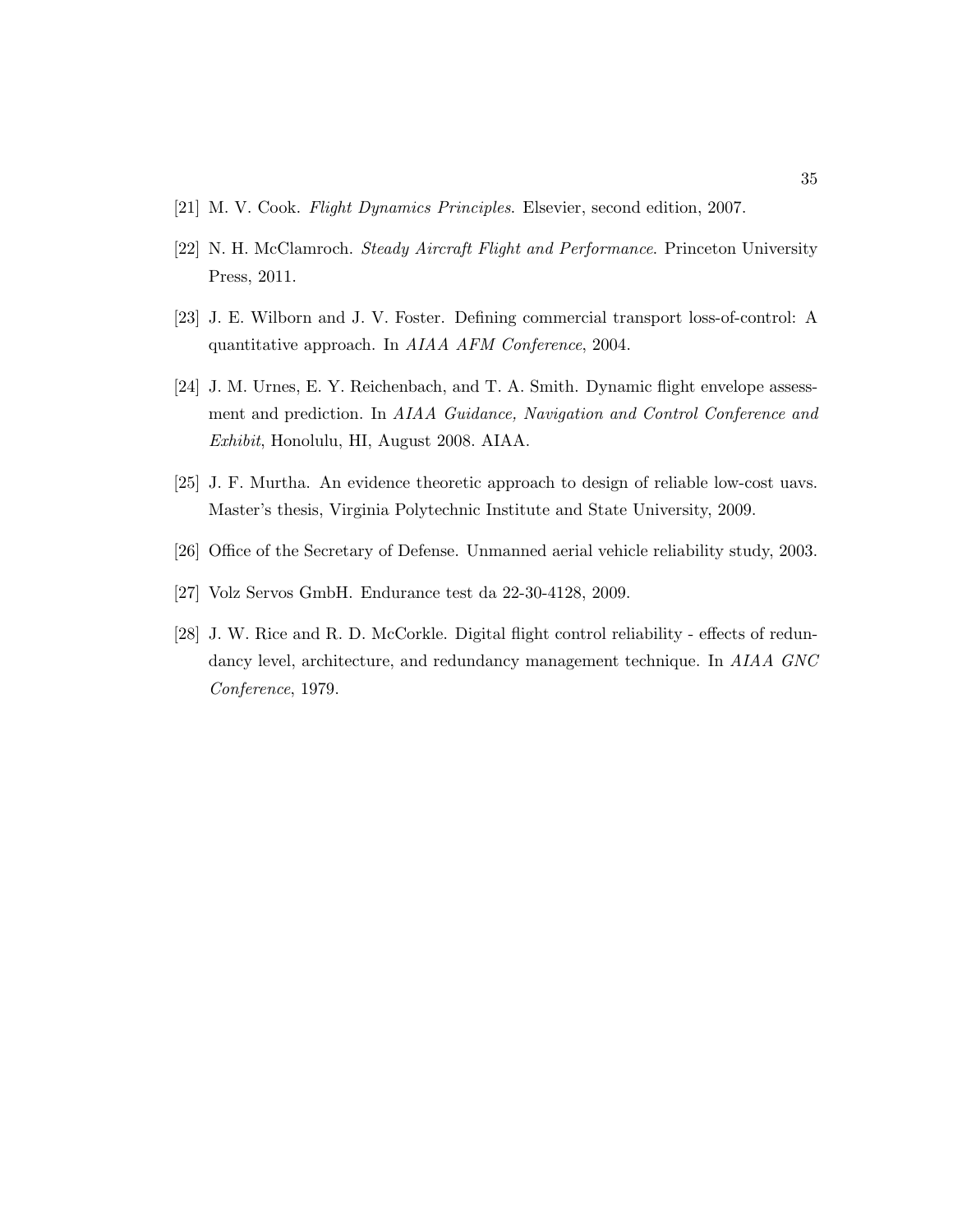[21] M. V. Cook. *Flight Dynamics Principles*. Elsevier, second edition, 2007.

[22] N. H. McClamroch. *Steady Aircraft Flight and Performance*. Princeton University Press, 2011.

[23] J. E. Wilborn and J. V. Foster. Defining commercial transport loss-of-control: A quantitative approach. In *AIAA AFM Conference*, 2004.

[24] J. M. Urnes, E. Y. Reichenbach, and T. A. Smith. Dynamic flight envelope assessment and prediction. In *AIAA Guidance, Navigation and Control Conference and Exhibit*, Honolulu, HI, August 2008. AIAA.

[25] J. F. Murtha. An evidence theoretic approach to design of reliable low-cost uavs. Master's thesis, Virginia Polytechnic Institute and State University, 2009.

[26] Office of the Secretary of Defense. Unmanned aerial vehicle reliability study, 2003.

[27] Volz Servos GmbH. Endurance test da 22-30-4128, 2009.

[28] J. W. Rice and R. D. McCorkle. Digital flight control reliability - effects of redundancy level, architecture, and redundancy management technique. In *AIAA GNC Conference*, 1979.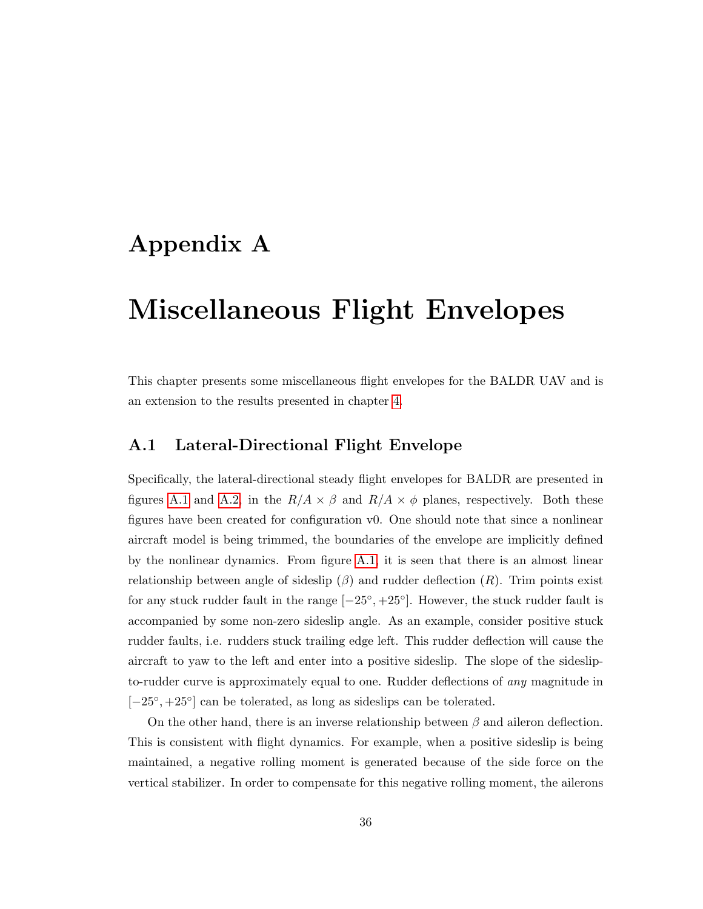# Appendix A

# Miscellaneous Flight Envelopes

This chapter presents some miscellaneous flight envelopes for the BALDR UAV and is an extension to the results presented in chapter 4.

## A.1 Lateral-Directional Flight Envelope

Specifically, the lateral-directional steady flight envelopes for BALDR are presented in figures A.1 and A.2, in the $R/A \times \beta$ and $R/A \times \phi$ planes, respectively. Both these figures have been created for configuration v0. One should note that since a nonlinear aircraft model is being trimmed, the boundaries of the envelope are implicitly defined by the nonlinear dynamics. From figure A.1, it is seen that there is an almost linear relationship between angle of sideslip ($\beta$) and rudder deflection ($R$). Trim points exist for any stuck rudder fault in the range $[-25^\circ, +25^\circ]$. However, the stuck rudder fault is accompanied by some non-zero sideslip angle. As an example, consider positive stuck rudder faults, i.e. rudders stuck trailing edge left. This rudder deflection will cause the aircraft to yaw to the left and enter into a positive sideslip. The slope of the sideslip-to-rudder curve is approximately equal to one. Rudder deflections of *any* magnitude in $[-25^\circ, +25^\circ]$ can be tolerated, as long as sideslips can be tolerated.

On the other hand, there is an inverse relationship between $\beta$ and aileron deflection. This is consistent with flight dynamics. For example, when a positive sideslip is being maintained, a negative rolling moment is generated because of the side force on the vertical stabilizer. In order to compensate for this negative rolling moment, the ailerons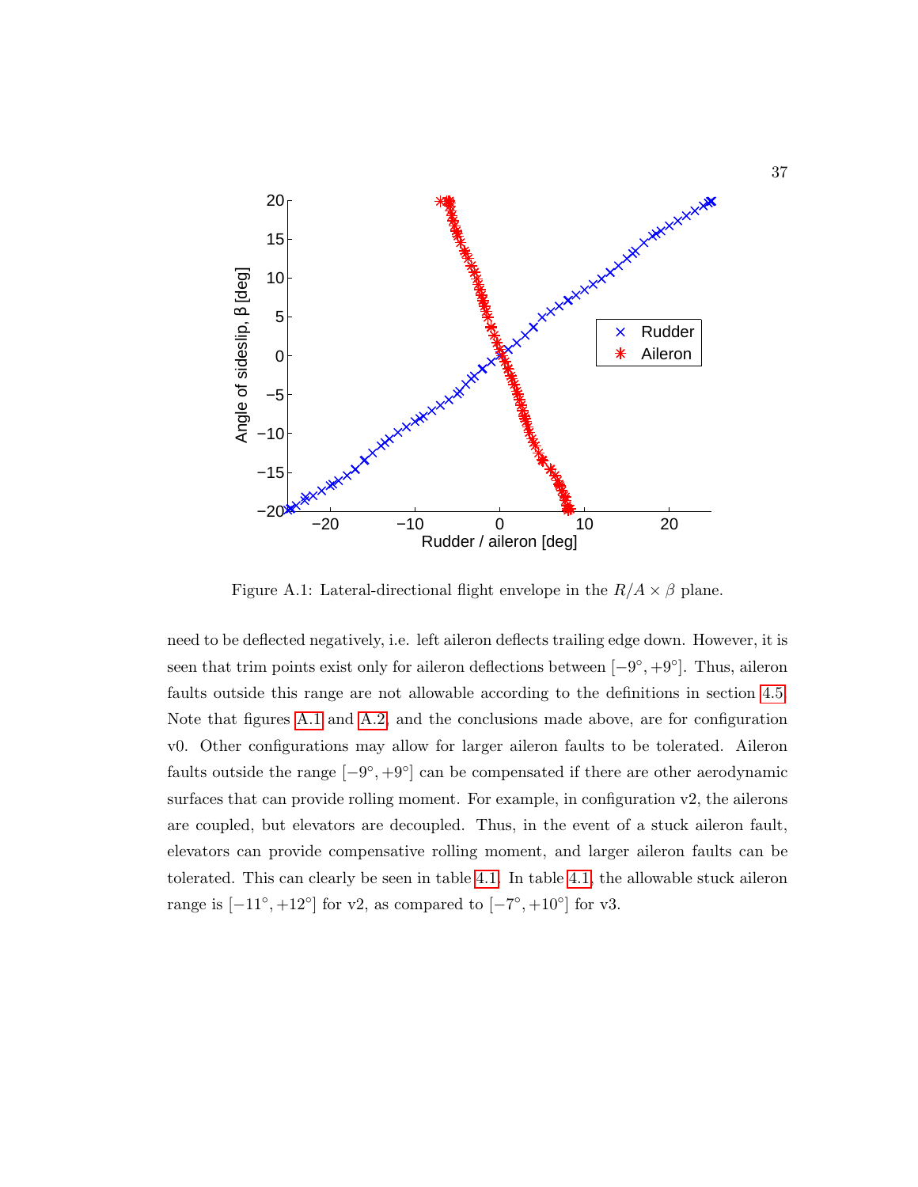Figure A.1: Lateral-directional flight envelope in the $R/A \times \beta$ plane.

need to be deflected negatively, i.e. left aileron deflects trailing edge down. However, it is seen that trim points exist only for aileron deflections between $[-9°, +9°]$. Thus, aileron faults outside this range are not allowable according to the definitions in section 4.5. Note that figures A.1 and A.2, and the conclusions made above, are for configuration v0. Other configurations may allow for larger aileron faults to be tolerated. Aileron faults outside the range $[-9°, +9°]$ can be compensated if there are other aerodynamic surfaces that can provide rolling moment. For example, in configuration v2, the ailerons are coupled, but elevators are decoupled. Thus, in the event of a stuck aileron fault, elevators can provide compensative rolling moment, and larger aileron faults can be tolerated. This can clearly be seen in table 4.1. In table 4.1, the allowable stuck aileron range is $[-11°, +12°]$ for v2, as compared to $[-7°, +10°]$ for v3.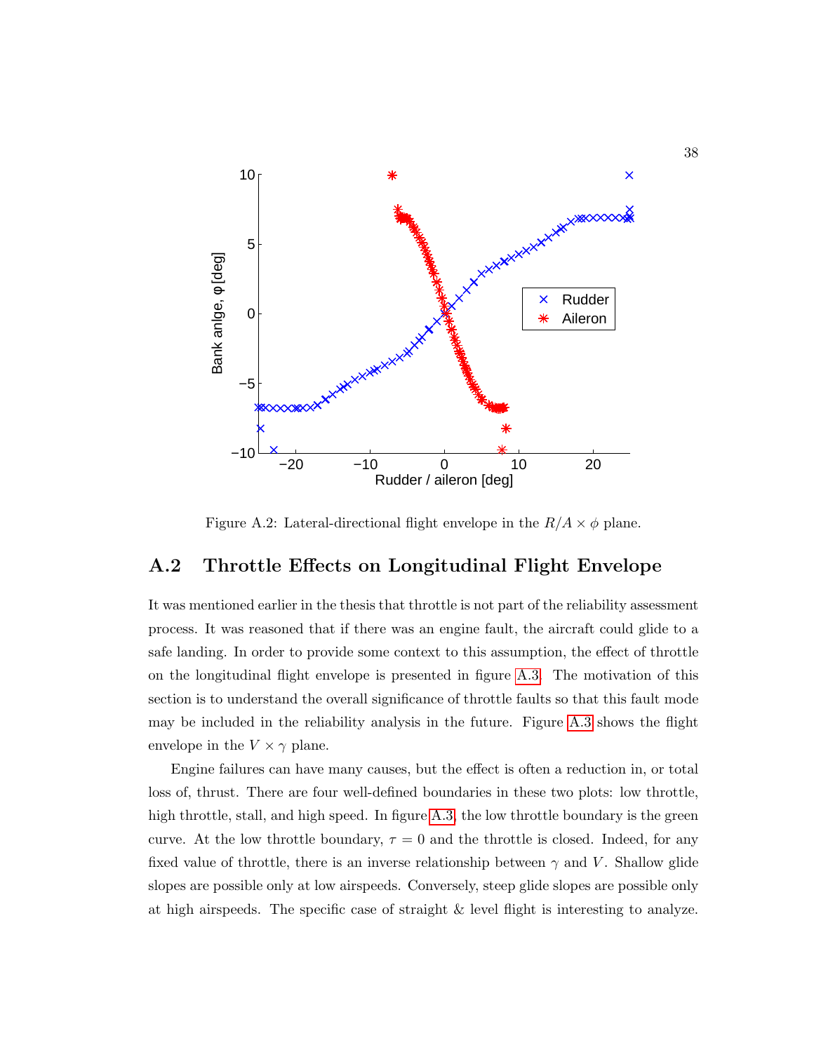Figure A.2: Lateral-directional flight envelope in the $R/A \times \phi$ plane.

## A.2 Throttle Effects on Longitudinal Flight Envelope

It was mentioned earlier in the thesis that throttle is not part of the reliability assessment process. It was reasoned that if there was an engine fault, the aircraft could glide to a safe landing. In order to provide some context to this assumption, the effect of throttle on the longitudinal flight envelope is presented in figure A.3. The motivation of this section is to understand the overall significance of throttle faults so that this fault mode may be included in the reliability analysis in the future. Figure A.3 shows the flight envelope in the $V \times \gamma$ plane.

Engine failures can have many causes, but the effect is often a reduction in, or total loss of, thrust. There are four well-defined boundaries in these two plots: low throttle, high throttle, stall, and high speed. In figure A.3, the low throttle boundary is the green curve. At the low throttle boundary, $\tau = 0$ and the throttle is closed. Indeed, for any fixed value of throttle, there is an inverse relationship between $\gamma$ and $V$. Shallow glide slopes are possible only at low airspeeds. Conversely, steep glide slopes are possible only at high airspeeds. The specific case of straight & level flight is interesting to analyze.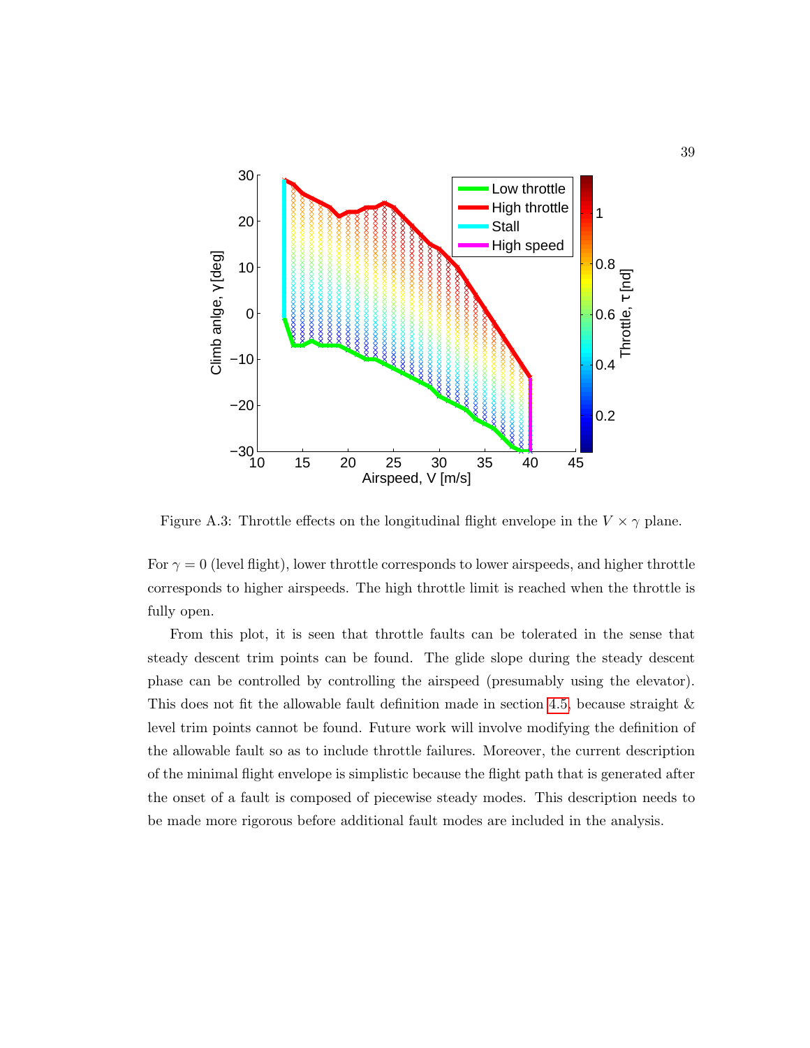Climb anlge, γ [deg]

30
20
10
0
−10
−20
−30

10 15 20 25 30 35 40 45

Airspeed, V [m/s]

Low throttle
High throttle
Stall
High speed

Throttle, τ [nd]

1
0.8
0.6
0.4
0.2

Figure A.3: Throttle effects on the longitudinal flight envelope in the $V \times \gamma$ plane.

For $\gamma = 0$ (level flight), lower throttle corresponds to lower airspeeds, and higher throttle corresponds to higher airspeeds. The high throttle limit is reached when the throttle is fully open.

From this plot, it is seen that throttle faults can be tolerated in the sense that steady descent trim points can be found. The glide slope during the steady descent phase can be controlled by controlling the airspeed (presumably using the elevator). This does not fit the allowable fault definition made in section 4.5, because straight & level trim points cannot be found. Future work will involve modifying the definition of the allowable fault so as to include throttle failures. Moreover, the current description of the minimal flight envelope is simplistic because the flight path that is generated after the onset of a fault is composed of piecewise steady modes. This description needs to be made more rigorous before additional fault modes are included in the analysis.